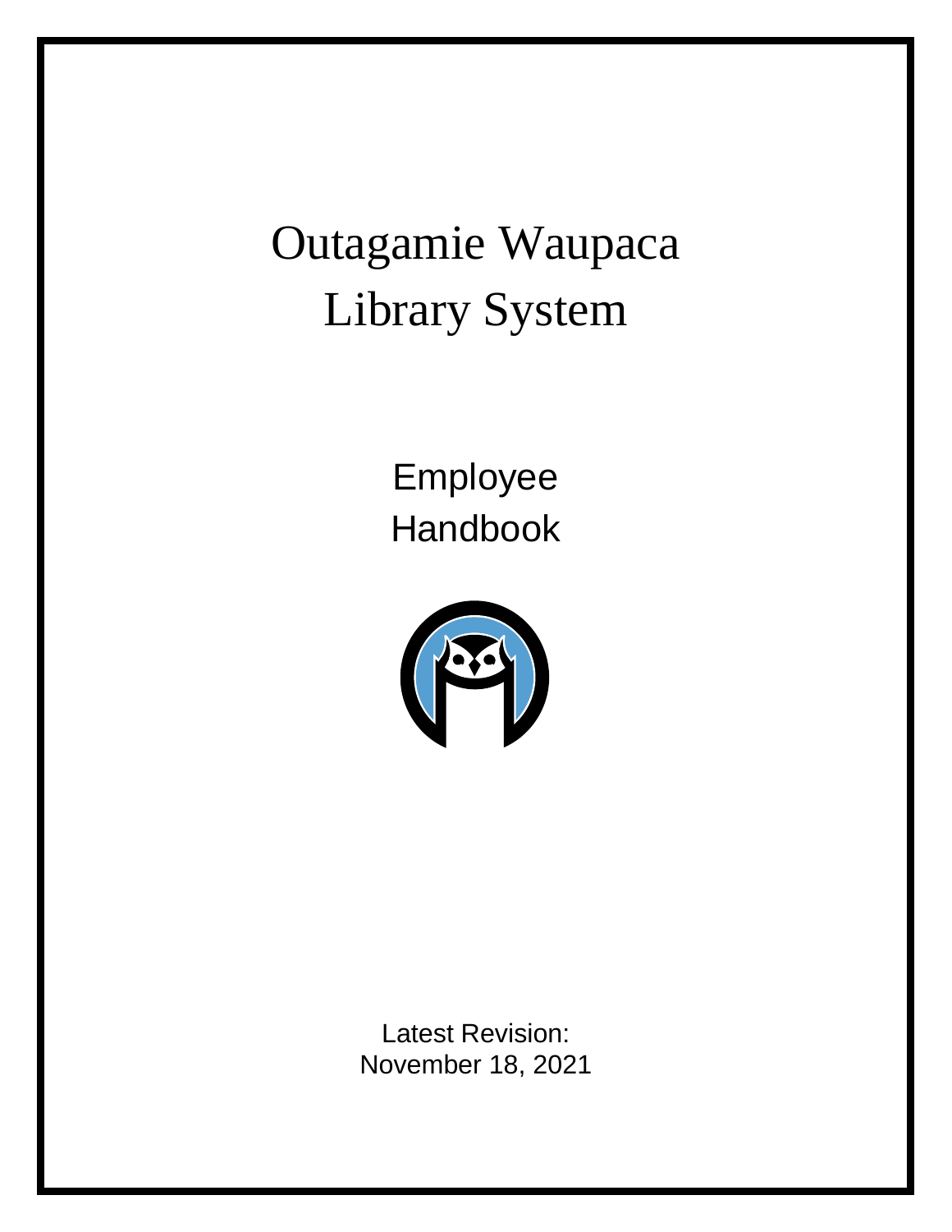# Outagamie Waupaca Library System

## Employee Handbook

Latest Revision:
November 18, 2021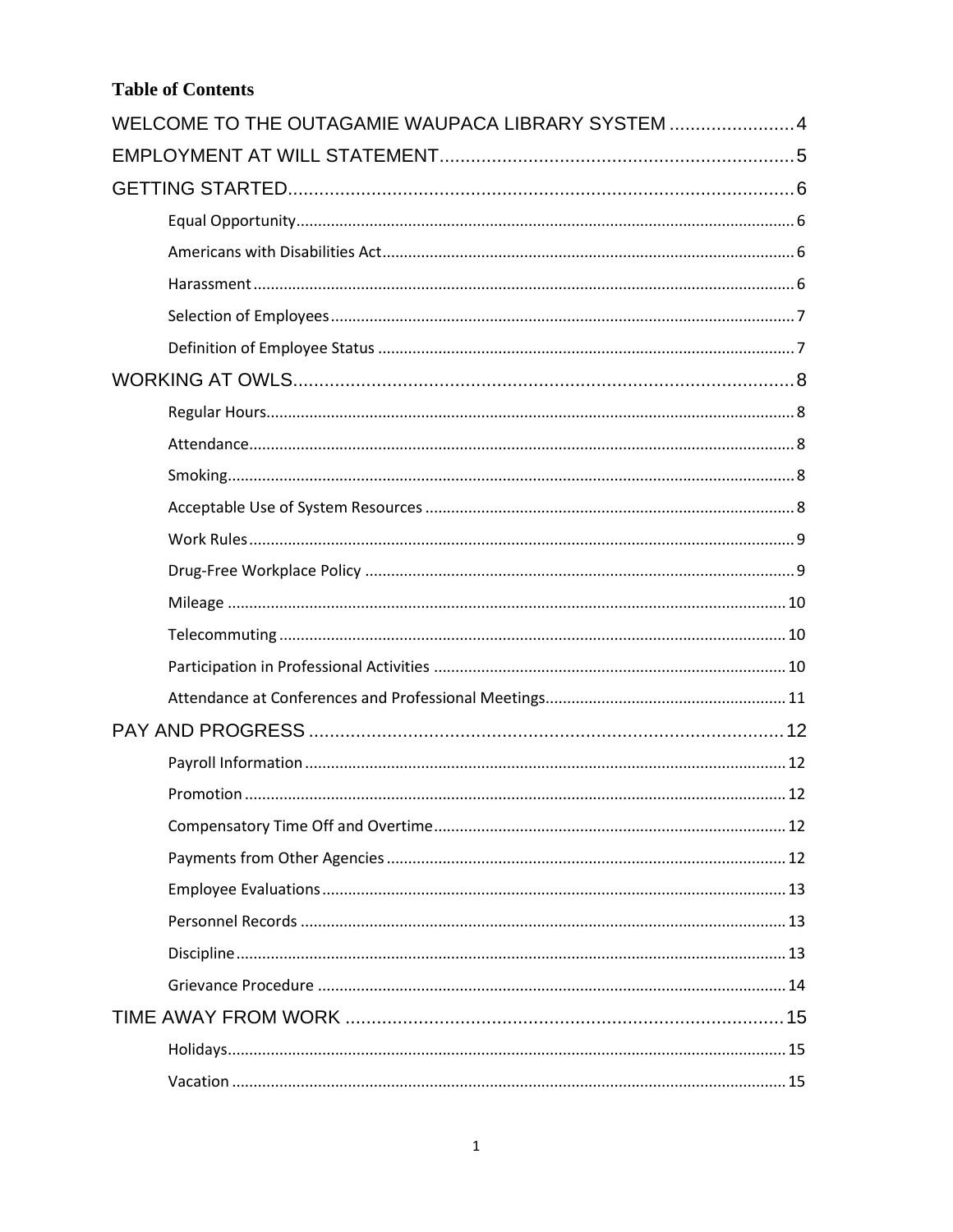**Table of Contents**

WELCOME TO THE OUTAGAMIE WAUPACA LIBRARY SYSTEM ........................ 4

EMPLOYMENT AT WILL STATEMENT ........................ 5

GETTING STARTED ........................ 6

- Equal Opportunity ........................ 6
- Americans with Disabilities Act ........................ 6
- Harassment ........................ 6
- Selection of Employees ........................ 7
- Definition of Employee Status ........................ 7

WORKING AT OWLS ........................ 8

- Regular Hours ........................ 8
- Attendance ........................ 8
- Smoking ........................ 8
- Acceptable Use of System Resources ........................ 8
- Work Rules ........................ 9
- Drug-Free Workplace Policy ........................ 9
- Mileage ........................ 10
- Telecommuting ........................ 10
- Participation in Professional Activities ........................ 10
- Attendance at Conferences and Professional Meetings ........................ 11

PAY AND PROGRESS ........................ 12

- Payroll Information ........................ 12
- Promotion ........................ 12
- Compensatory Time Off and Overtime ........................ 12
- Payments from Other Agencies ........................ 12
- Employee Evaluations ........................ 13
- Personnel Records ........................ 13
- Discipline ........................ 13
- Grievance Procedure ........................ 14

TIME AWAY FROM WORK ........................ 15

- Holidays ........................ 15
- Vacation ........................ 15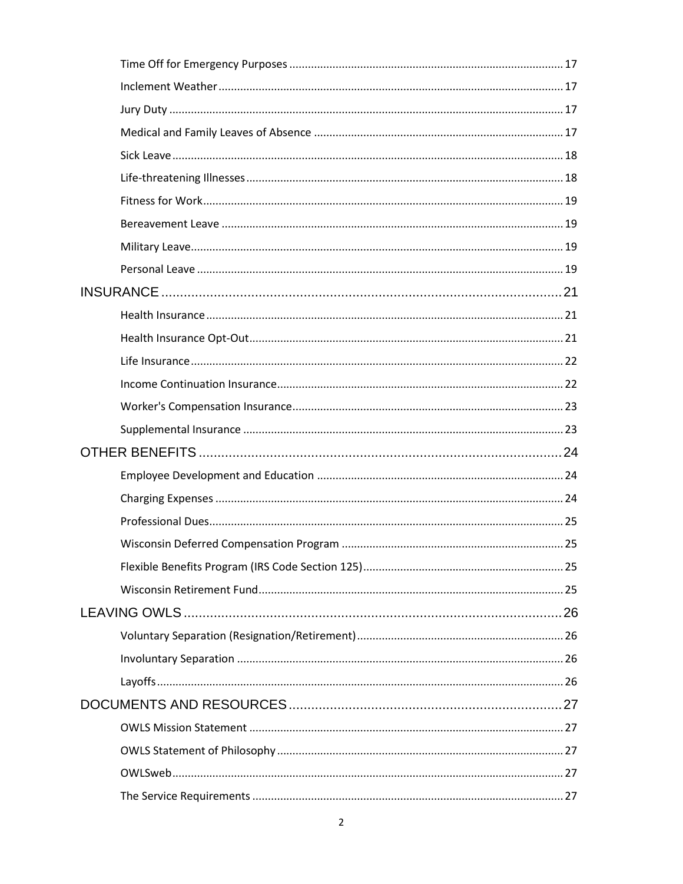Time Off for Emergency Purposes ..... 17

Inclement Weather ..... 17

Jury Duty ..... 17

Medical and Family Leaves of Absence ..... 17

Sick Leave ..... 18

Life-threatening Illnesses ..... 18

Fitness for Work ..... 19

Bereavement Leave ..... 19

Military Leave ..... 19

Personal Leave ..... 19

INSURANCE ..... 21

Health Insurance ..... 21

Health Insurance Opt-Out ..... 21

Life Insurance ..... 22

Income Continuation Insurance ..... 22

Worker's Compensation Insurance ..... 23

Supplemental Insurance ..... 23

OTHER BENEFITS ..... 24

Employee Development and Education ..... 24

Charging Expenses ..... 24

Professional Dues ..... 25

Wisconsin Deferred Compensation Program ..... 25

Flexible Benefits Program (IRS Code Section 125) ..... 25

Wisconsin Retirement Fund ..... 25

LEAVING OWLS ..... 26

Voluntary Separation (Resignation/Retirement) ..... 26

Involuntary Separation ..... 26

Layoffs ..... 26

DOCUMENTS AND RESOURCES ..... 27

OWLS Mission Statement ..... 27

OWLS Statement of Philosophy ..... 27

OWLSweb ..... 27

The Service Requirements ..... 27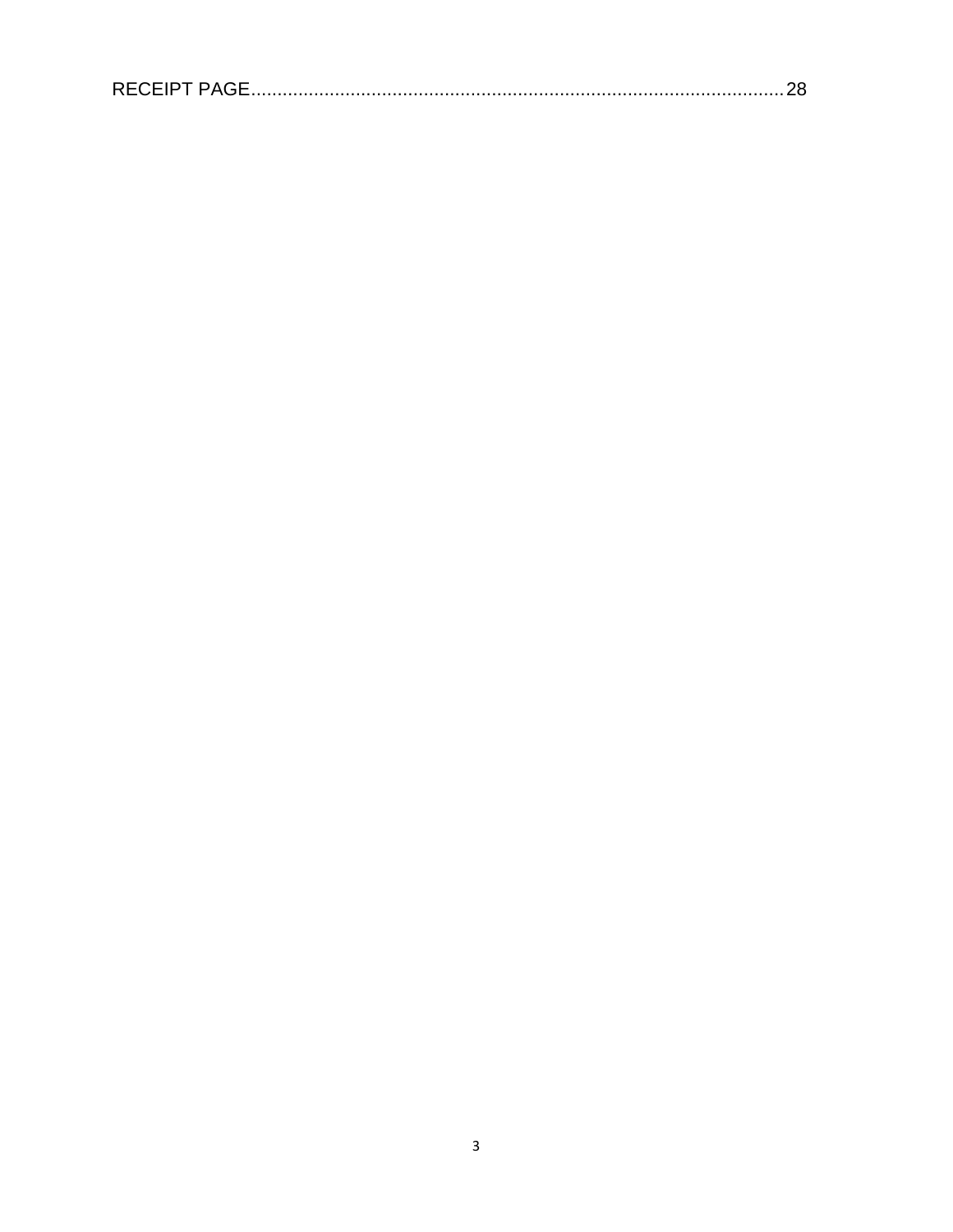RECEIPT PAGE........................................................................................................28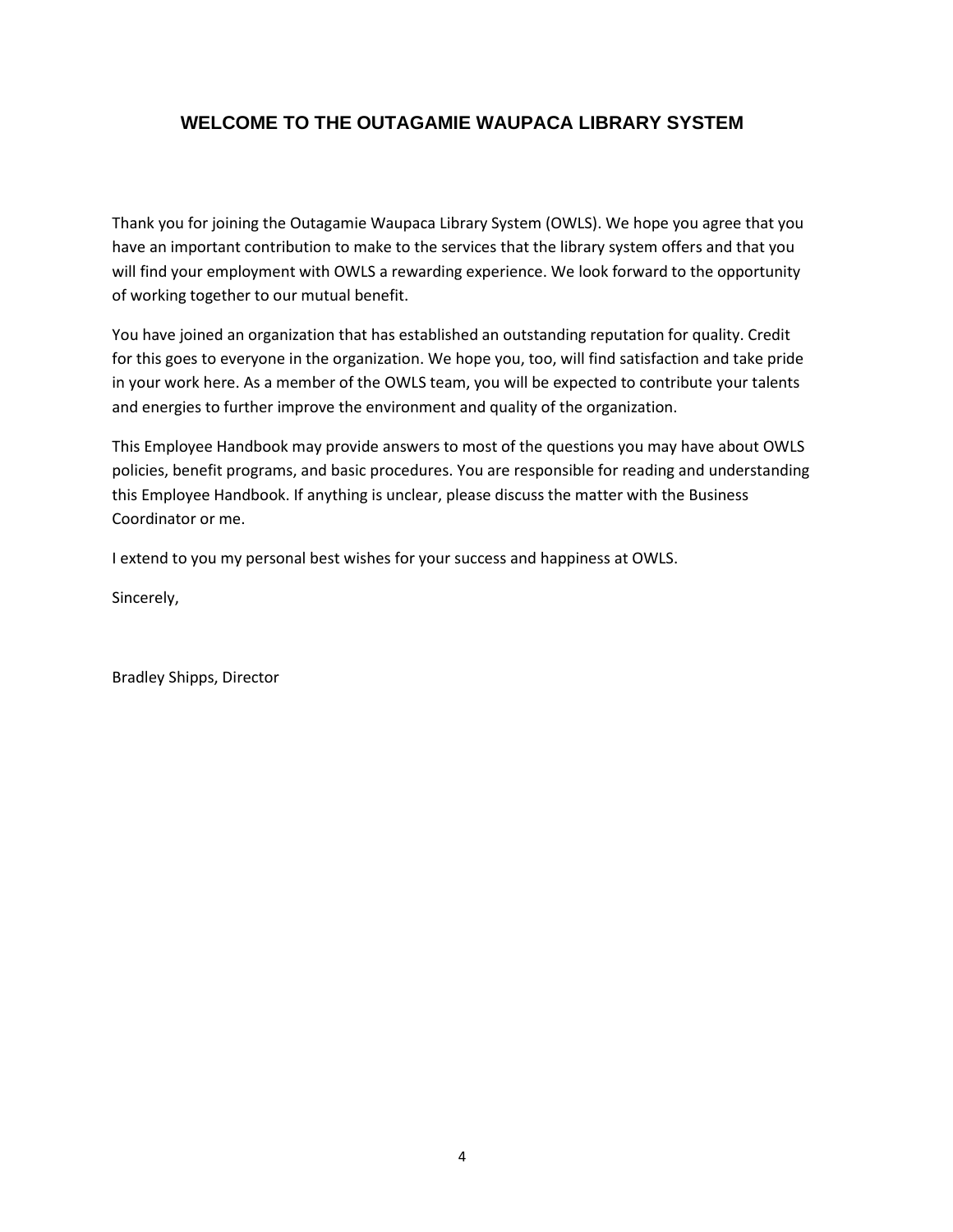## WELCOME TO THE OUTAGAMIE WAUPACA LIBRARY SYSTEM

Thank you for joining the Outagamie Waupaca Library System (OWLS). We hope you agree that you have an important contribution to make to the services that the library system offers and that you will find your employment with OWLS a rewarding experience. We look forward to the opportunity of working together to our mutual benefit.

You have joined an organization that has established an outstanding reputation for quality. Credit for this goes to everyone in the organization. We hope you, too, will find satisfaction and take pride in your work here. As a member of the OWLS team, you will be expected to contribute your talents and energies to further improve the environment and quality of the organization.

This Employee Handbook may provide answers to most of the questions you may have about OWLS policies, benefit programs, and basic procedures. You are responsible for reading and understanding this Employee Handbook. If anything is unclear, please discuss the matter with the Business Coordinator or me.

I extend to you my personal best wishes for your success and happiness at OWLS.

Sincerely,

Bradley Shipps, Director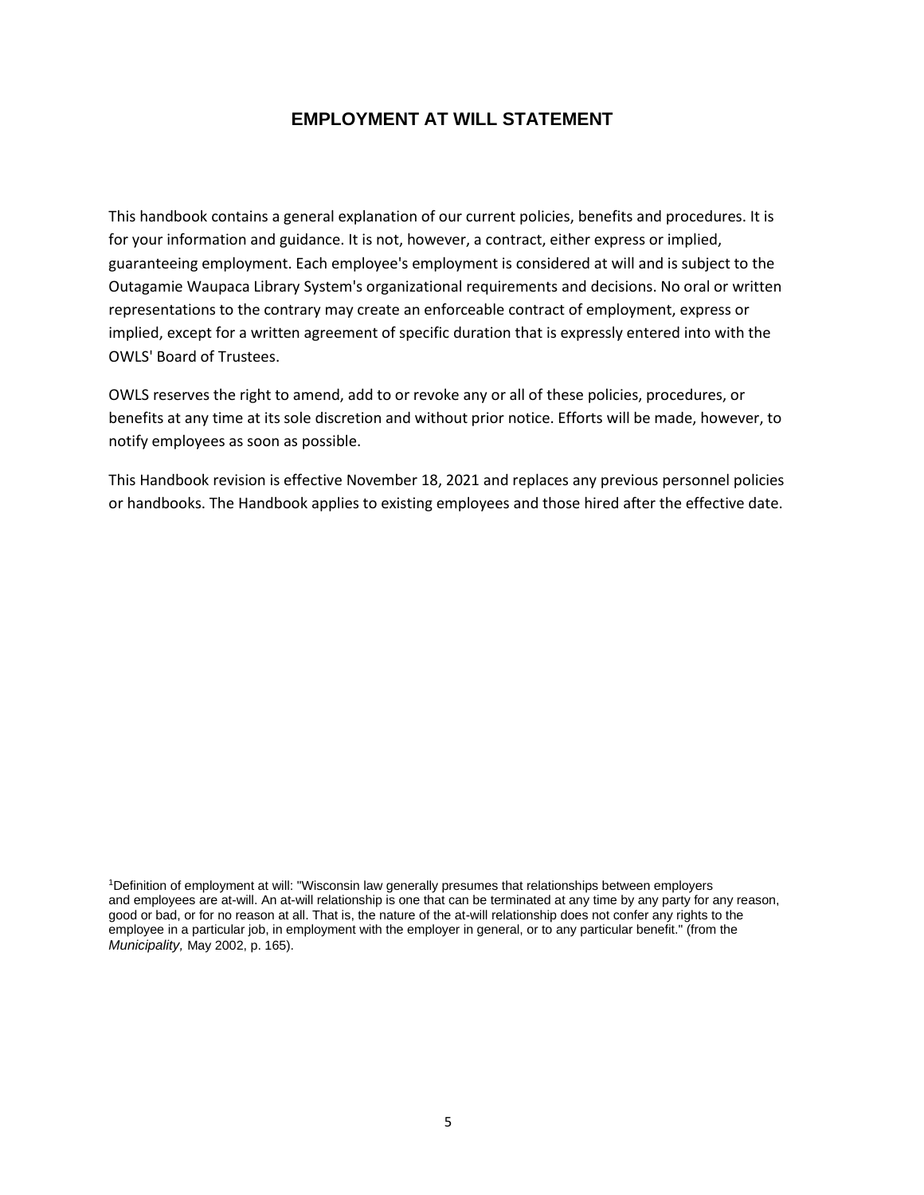## EMPLOYMENT AT WILL STATEMENT

This handbook contains a general explanation of our current policies, benefits and procedures. It is for your information and guidance. It is not, however, a contract, either express or implied, guaranteeing employment. Each employee's employment is considered at will and is subject to the Outagamie Waupaca Library System's organizational requirements and decisions. No oral or written representations to the contrary may create an enforceable contract of employment, express or implied, except for a written agreement of specific duration that is expressly entered into with the OWLS' Board of Trustees.

OWLS reserves the right to amend, add to or revoke any or all of these policies, procedures, or benefits at any time at its sole discretion and without prior notice. Efforts will be made, however, to notify employees as soon as possible.

This Handbook revision is effective November 18, 2021 and replaces any previous personnel policies or handbooks. The Handbook applies to existing employees and those hired after the effective date.

[1]Definition of employment at will: "Wisconsin law generally presumes that relationships between employers and employees are at-will. An at-will relationship is one that can be terminated at any time by any party for any reason, good or bad, or for no reason at all. That is, the nature of the at-will relationship does not confer any rights to the employee in a particular job, in employment with the employer in general, or to any particular benefit." (from the *Municipality,* May 2002, p. 165).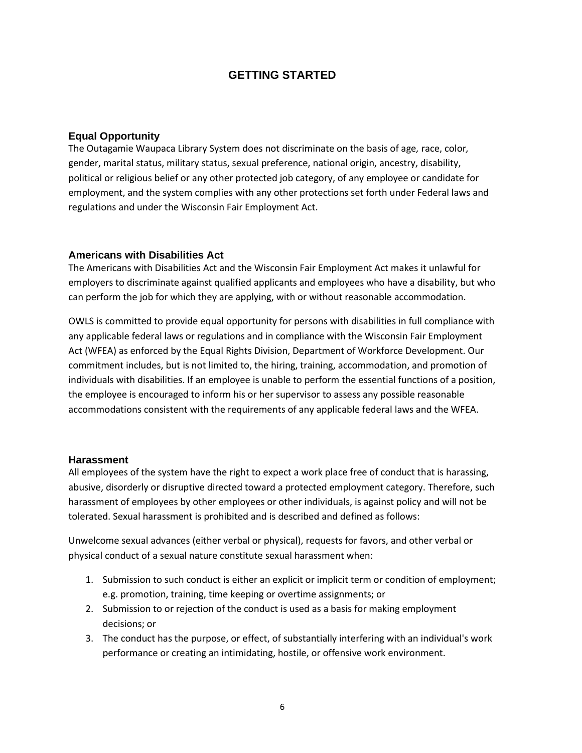# GETTING STARTED

## Equal Opportunity

The Outagamie Waupaca Library System does not discriminate on the basis of age, race, color, gender, marital status, military status, sexual preference, national origin, ancestry, disability, political or religious belief or any other protected job category, of any employee or candidate for employment, and the system complies with any other protections set forth under Federal laws and regulations and under the Wisconsin Fair Employment Act.

## Americans with Disabilities Act

The Americans with Disabilities Act and the Wisconsin Fair Employment Act makes it unlawful for employers to discriminate against qualified applicants and employees who have a disability, but who can perform the job for which they are applying, with or without reasonable accommodation.

OWLS is committed to provide equal opportunity for persons with disabilities in full compliance with any applicable federal laws or regulations and in compliance with the Wisconsin Fair Employment Act (WFEA) as enforced by the Equal Rights Division, Department of Workforce Development. Our commitment includes, but is not limited to, the hiring, training, accommodation, and promotion of individuals with disabilities. If an employee is unable to perform the essential functions of a position, the employee is encouraged to inform his or her supervisor to assess any possible reasonable accommodations consistent with the requirements of any applicable federal laws and the WFEA.

## Harassment

All employees of the system have the right to expect a work place free of conduct that is harassing, abusive, disorderly or disruptive directed toward a protected employment category. Therefore, such harassment of employees by other employees or other individuals, is against policy and will not be tolerated. Sexual harassment is prohibited and is described and defined as follows:

Unwelcome sexual advances (either verbal or physical), requests for favors, and other verbal or physical conduct of a sexual nature constitute sexual harassment when:

1. Submission to such conduct is either an explicit or implicit term or condition of employment; e.g. promotion, training, time keeping or overtime assignments; or
2. Submission to or rejection of the conduct is used as a basis for making employment decisions; or
3. The conduct has the purpose, or effect, of substantially interfering with an individual's work performance or creating an intimidating, hostile, or offensive work environment.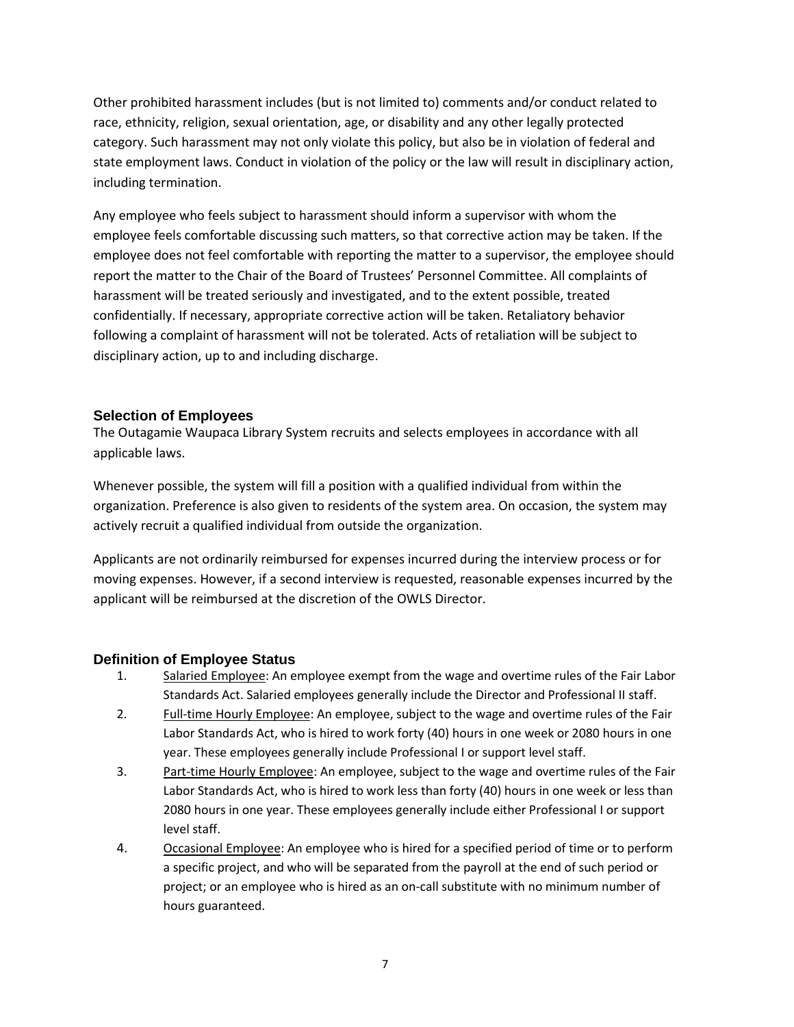Other prohibited harassment includes (but is not limited to) comments and/or conduct related to race, ethnicity, religion, sexual orientation, age, or disability and any other legally protected category. Such harassment may not only violate this policy, but also be in violation of federal and state employment laws. Conduct in violation of the policy or the law will result in disciplinary action, including termination.

Any employee who feels subject to harassment should inform a supervisor with whom the employee feels comfortable discussing such matters, so that corrective action may be taken. If the employee does not feel comfortable with reporting the matter to a supervisor, the employee should report the matter to the Chair of the Board of Trustees' Personnel Committee. All complaints of harassment will be treated seriously and investigated, and to the extent possible, treated confidentially. If necessary, appropriate corrective action will be taken. Retaliatory behavior following a complaint of harassment will not be tolerated. Acts of retaliation will be subject to disciplinary action, up to and including discharge.

## Selection of Employees

The Outagamie Waupaca Library System recruits and selects employees in accordance with all applicable laws.

Whenever possible, the system will fill a position with a qualified individual from within the organization. Preference is also given to residents of the system area. On occasion, the system may actively recruit a qualified individual from outside the organization.

Applicants are not ordinarily reimbursed for expenses incurred during the interview process or for moving expenses. However, if a second interview is requested, reasonable expenses incurred by the applicant will be reimbursed at the discretion of the OWLS Director.

## Definition of Employee Status

1. Salaried Employee: An employee exempt from the wage and overtime rules of the Fair Labor Standards Act. Salaried employees generally include the Director and Professional II staff.
2. Full-time Hourly Employee: An employee, subject to the wage and overtime rules of the Fair Labor Standards Act, who is hired to work forty (40) hours in one week or 2080 hours in one year. These employees generally include Professional I or support level staff.
3. Part-time Hourly Employee: An employee, subject to the wage and overtime rules of the Fair Labor Standards Act, who is hired to work less than forty (40) hours in one week or less than 2080 hours in one year. These employees generally include either Professional I or support level staff.
4. Occasional Employee: An employee who is hired for a specified period of time or to perform a specific project, and who will be separated from the payroll at the end of such period or project; or an employee who is hired as an on-call substitute with no minimum number of hours guaranteed.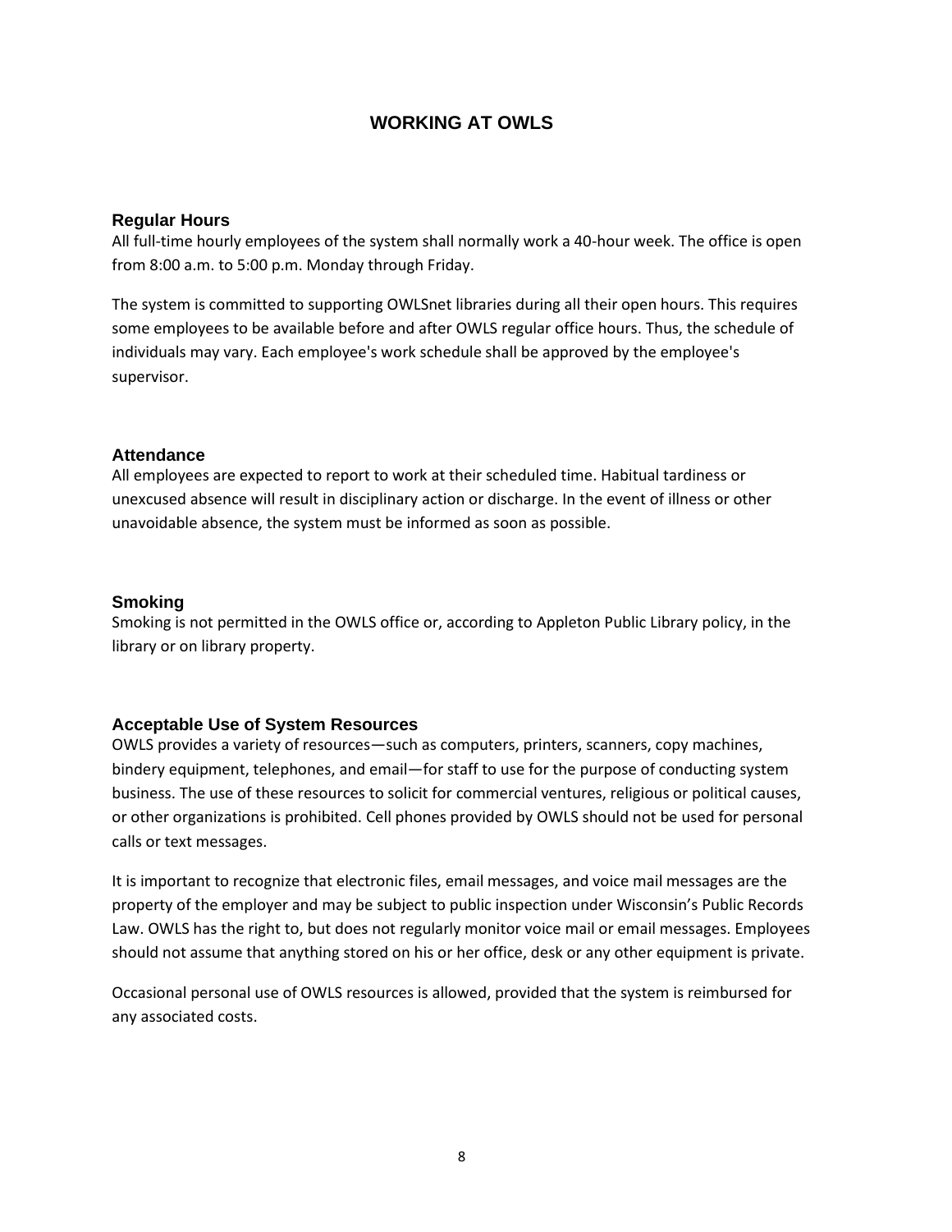# WORKING AT OWLS

## Regular Hours

All full-time hourly employees of the system shall normally work a 40-hour week. The office is open from 8:00 a.m. to 5:00 p.m. Monday through Friday.

The system is committed to supporting OWLSnet libraries during all their open hours. This requires some employees to be available before and after OWLS regular office hours. Thus, the schedule of individuals may vary. Each employee's work schedule shall be approved by the employee's supervisor.

## Attendance

All employees are expected to report to work at their scheduled time. Habitual tardiness or unexcused absence will result in disciplinary action or discharge. In the event of illness or other unavoidable absence, the system must be informed as soon as possible.

## Smoking

Smoking is not permitted in the OWLS office or, according to Appleton Public Library policy, in the library or on library property.

## Acceptable Use of System Resources

OWLS provides a variety of resources—such as computers, printers, scanners, copy machines, bindery equipment, telephones, and email—for staff to use for the purpose of conducting system business. The use of these resources to solicit for commercial ventures, religious or political causes, or other organizations is prohibited. Cell phones provided by OWLS should not be used for personal calls or text messages.

It is important to recognize that electronic files, email messages, and voice mail messages are the property of the employer and may be subject to public inspection under Wisconsin's Public Records Law. OWLS has the right to, but does not regularly monitor voice mail or email messages. Employees should not assume that anything stored on his or her office, desk or any other equipment is private.

Occasional personal use of OWLS resources is allowed, provided that the system is reimbursed for any associated costs.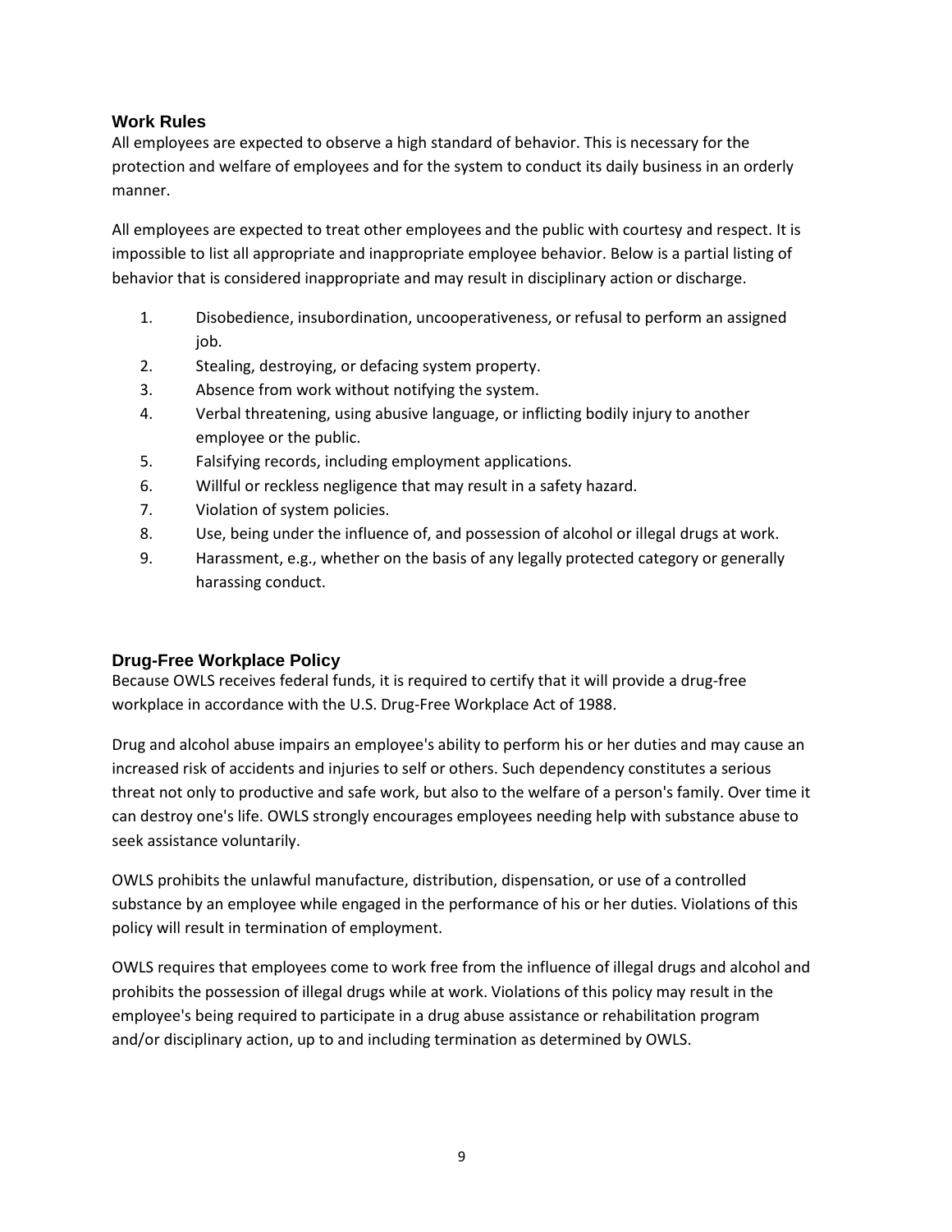## Work Rules

All employees are expected to observe a high standard of behavior. This is necessary for the protection and welfare of employees and for the system to conduct its daily business in an orderly manner.

All employees are expected to treat other employees and the public with courtesy and respect. It is impossible to list all appropriate and inappropriate employee behavior. Below is a partial listing of behavior that is considered inappropriate and may result in disciplinary action or discharge.

1. Disobedience, insubordination, uncooperativeness, or refusal to perform an assigned job.
2. Stealing, destroying, or defacing system property.
3. Absence from work without notifying the system.
4. Verbal threatening, using abusive language, or inflicting bodily injury to another employee or the public.
5. Falsifying records, including employment applications.
6. Willful or reckless negligence that may result in a safety hazard.
7. Violation of system policies.
8. Use, being under the influence of, and possession of alcohol or illegal drugs at work.
9. Harassment, e.g., whether on the basis of any legally protected category or generally harassing conduct.

## Drug-Free Workplace Policy

Because OWLS receives federal funds, it is required to certify that it will provide a drug-free workplace in accordance with the U.S. Drug-Free Workplace Act of 1988.

Drug and alcohol abuse impairs an employee's ability to perform his or her duties and may cause an increased risk of accidents and injuries to self or others. Such dependency constitutes a serious threat not only to productive and safe work, but also to the welfare of a person's family. Over time it can destroy one's life. OWLS strongly encourages employees needing help with substance abuse to seek assistance voluntarily.

OWLS prohibits the unlawful manufacture, distribution, dispensation, or use of a controlled substance by an employee while engaged in the performance of his or her duties. Violations of this policy will result in termination of employment.

OWLS requires that employees come to work free from the influence of illegal drugs and alcohol and prohibits the possession of illegal drugs while at work. Violations of this policy may result in the employee's being required to participate in a drug abuse assistance or rehabilitation program and/or disciplinary action, up to and including termination as determined by OWLS.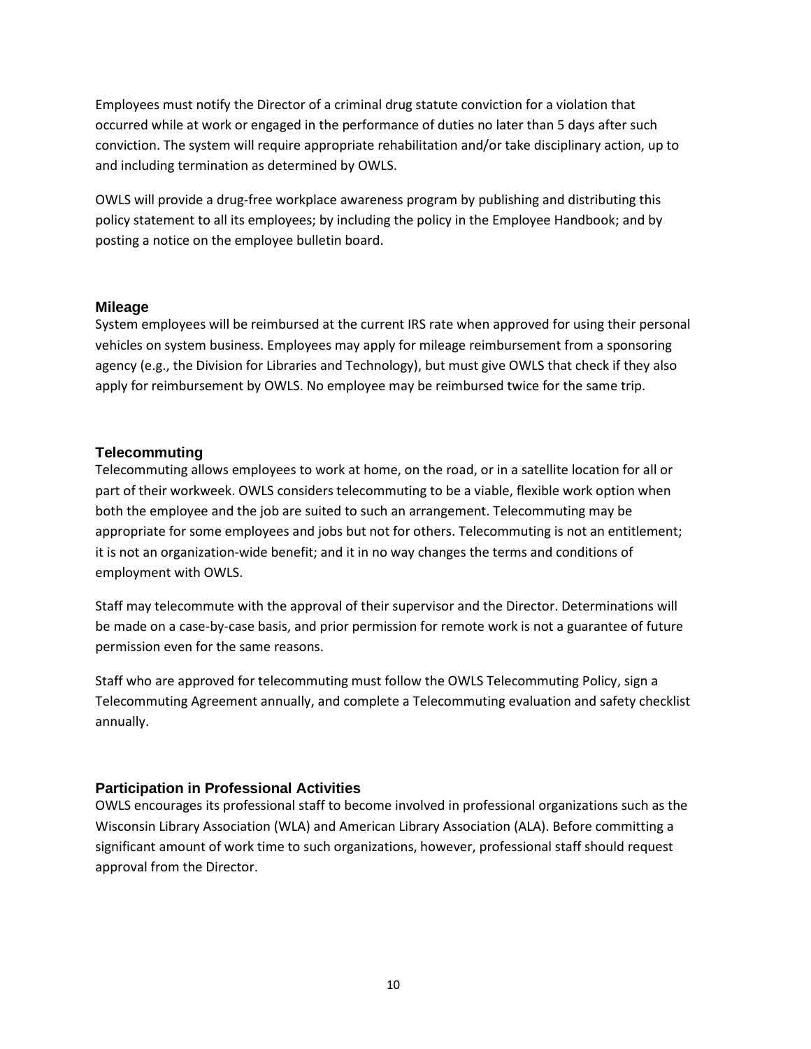Employees must notify the Director of a criminal drug statute conviction for a violation that occurred while at work or engaged in the performance of duties no later than 5 days after such conviction. The system will require appropriate rehabilitation and/or take disciplinary action, up to and including termination as determined by OWLS.

OWLS will provide a drug-free workplace awareness program by publishing and distributing this policy statement to all its employees; by including the policy in the Employee Handbook; and by posting a notice on the employee bulletin board.

### Mileage

System employees will be reimbursed at the current IRS rate when approved for using their personal vehicles on system business. Employees may apply for mileage reimbursement from a sponsoring agency (e.g., the Division for Libraries and Technology), but must give OWLS that check if they also apply for reimbursement by OWLS. No employee may be reimbursed twice for the same trip.

### Telecommuting

Telecommuting allows employees to work at home, on the road, or in a satellite location for all or part of their workweek. OWLS considers telecommuting to be a viable, flexible work option when both the employee and the job are suited to such an arrangement. Telecommuting may be appropriate for some employees and jobs but not for others. Telecommuting is not an entitlement; it is not an organization-wide benefit; and it in no way changes the terms and conditions of employment with OWLS.

Staff may telecommute with the approval of their supervisor and the Director. Determinations will be made on a case-by-case basis, and prior permission for remote work is not a guarantee of future permission even for the same reasons.

Staff who are approved for telecommuting must follow the OWLS Telecommuting Policy, sign a Telecommuting Agreement annually, and complete a Telecommuting evaluation and safety checklist annually.

### Participation in Professional Activities

OWLS encourages its professional staff to become involved in professional organizations such as the Wisconsin Library Association (WLA) and American Library Association (ALA). Before committing a significant amount of work time to such organizations, however, professional staff should request approval from the Director.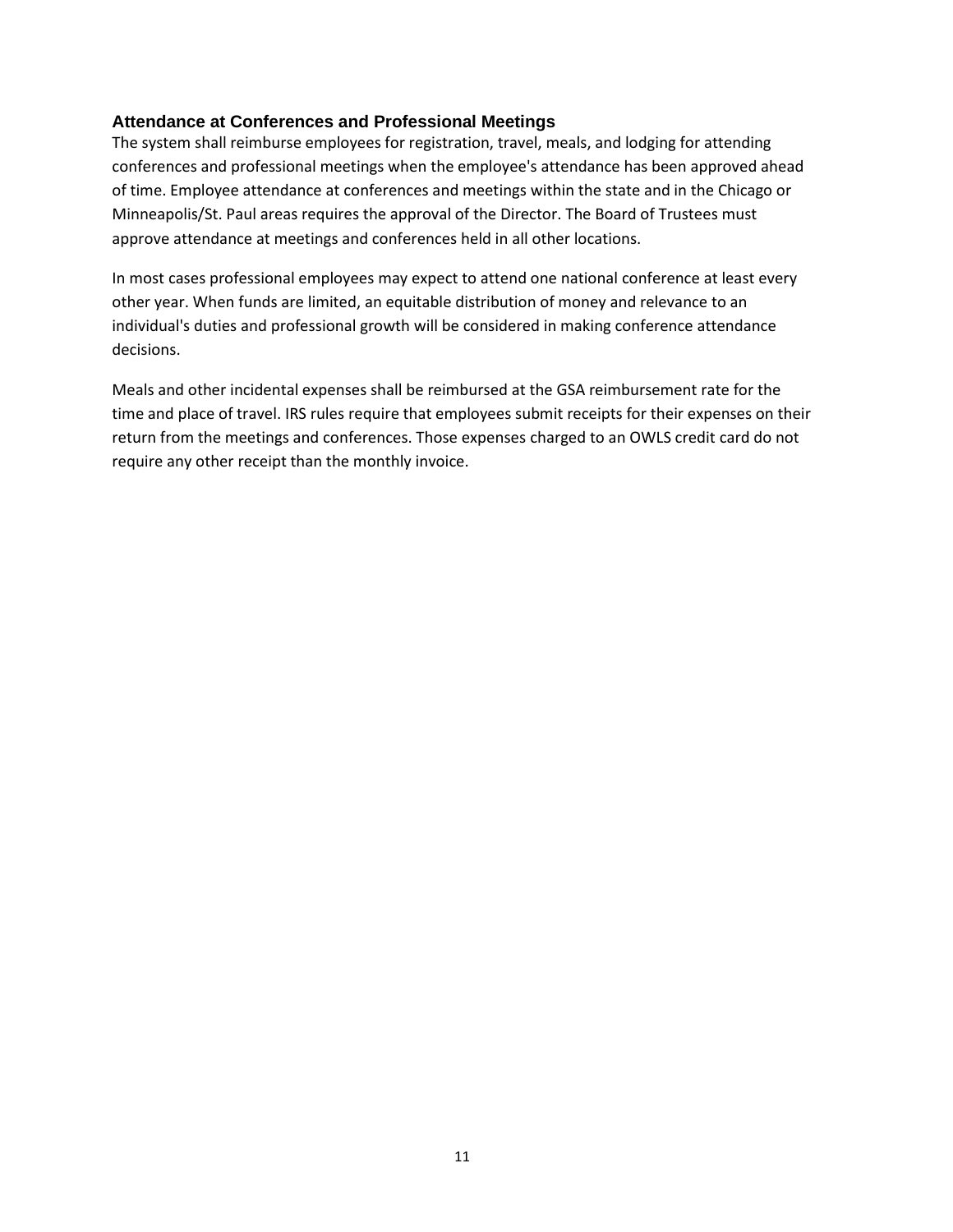### Attendance at Conferences and Professional Meetings

The system shall reimburse employees for registration, travel, meals, and lodging for attending conferences and professional meetings when the employee's attendance has been approved ahead of time. Employee attendance at conferences and meetings within the state and in the Chicago or Minneapolis/St. Paul areas requires the approval of the Director. The Board of Trustees must approve attendance at meetings and conferences held in all other locations.

In most cases professional employees may expect to attend one national conference at least every other year. When funds are limited, an equitable distribution of money and relevance to an individual's duties and professional growth will be considered in making conference attendance decisions.

Meals and other incidental expenses shall be reimbursed at the GSA reimbursement rate for the time and place of travel. IRS rules require that employees submit receipts for their expenses on their return from the meetings and conferences. Those expenses charged to an OWLS credit card do not require any other receipt than the monthly invoice.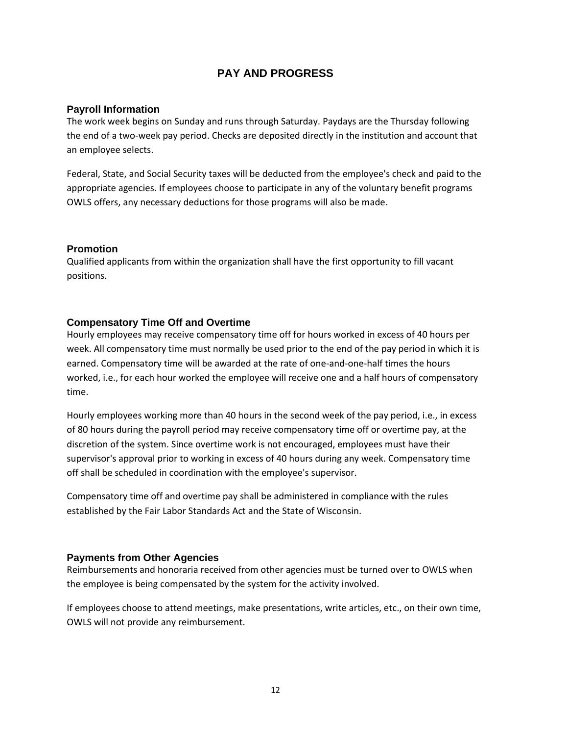# PAY AND PROGRESS

## Payroll Information

The work week begins on Sunday and runs through Saturday. Paydays are the Thursday following the end of a two-week pay period. Checks are deposited directly in the institution and account that an employee selects.

Federal, State, and Social Security taxes will be deducted from the employee's check and paid to the appropriate agencies. If employees choose to participate in any of the voluntary benefit programs OWLS offers, any necessary deductions for those programs will also be made.

## Promotion

Qualified applicants from within the organization shall have the first opportunity to fill vacant positions.

## Compensatory Time Off and Overtime

Hourly employees may receive compensatory time off for hours worked in excess of 40 hours per week. All compensatory time must normally be used prior to the end of the pay period in which it is earned. Compensatory time will be awarded at the rate of one-and-one-half times the hours worked, i.e., for each hour worked the employee will receive one and a half hours of compensatory time.

Hourly employees working more than 40 hours in the second week of the pay period, i.e., in excess of 80 hours during the payroll period may receive compensatory time off or overtime pay, at the discretion of the system. Since overtime work is not encouraged, employees must have their supervisor's approval prior to working in excess of 40 hours during any week. Compensatory time off shall be scheduled in coordination with the employee's supervisor.

Compensatory time off and overtime pay shall be administered in compliance with the rules established by the Fair Labor Standards Act and the State of Wisconsin.

## Payments from Other Agencies

Reimbursements and honoraria received from other agencies must be turned over to OWLS when the employee is being compensated by the system for the activity involved.

If employees choose to attend meetings, make presentations, write articles, etc., on their own time, OWLS will not provide any reimbursement.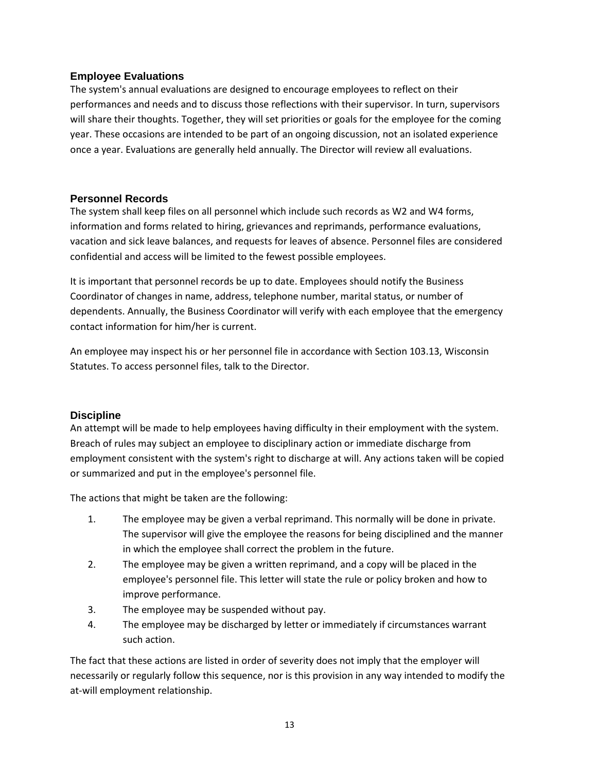## Employee Evaluations

The system's annual evaluations are designed to encourage employees to reflect on their performances and needs and to discuss those reflections with their supervisor. In turn, supervisors will share their thoughts. Together, they will set priorities or goals for the employee for the coming year. These occasions are intended to be part of an ongoing discussion, not an isolated experience once a year. Evaluations are generally held annually. The Director will review all evaluations.

## Personnel Records

The system shall keep files on all personnel which include such records as W2 and W4 forms, information and forms related to hiring, grievances and reprimands, performance evaluations, vacation and sick leave balances, and requests for leaves of absence. Personnel files are considered confidential and access will be limited to the fewest possible employees.

It is important that personnel records be up to date. Employees should notify the Business Coordinator of changes in name, address, telephone number, marital status, or number of dependents. Annually, the Business Coordinator will verify with each employee that the emergency contact information for him/her is current.

An employee may inspect his or her personnel file in accordance with Section 103.13, Wisconsin Statutes. To access personnel files, talk to the Director.

## Discipline

An attempt will be made to help employees having difficulty in their employment with the system. Breach of rules may subject an employee to disciplinary action or immediate discharge from employment consistent with the system's right to discharge at will. Any actions taken will be copied or summarized and put in the employee's personnel file.

The actions that might be taken are the following:

1. The employee may be given a verbal reprimand. This normally will be done in private. The supervisor will give the employee the reasons for being disciplined and the manner in which the employee shall correct the problem in the future.
2. The employee may be given a written reprimand, and a copy will be placed in the employee's personnel file. This letter will state the rule or policy broken and how to improve performance.
3. The employee may be suspended without pay.
4. The employee may be discharged by letter or immediately if circumstances warrant such action.

The fact that these actions are listed in order of severity does not imply that the employer will necessarily or regularly follow this sequence, nor is this provision in any way intended to modify the at-will employment relationship.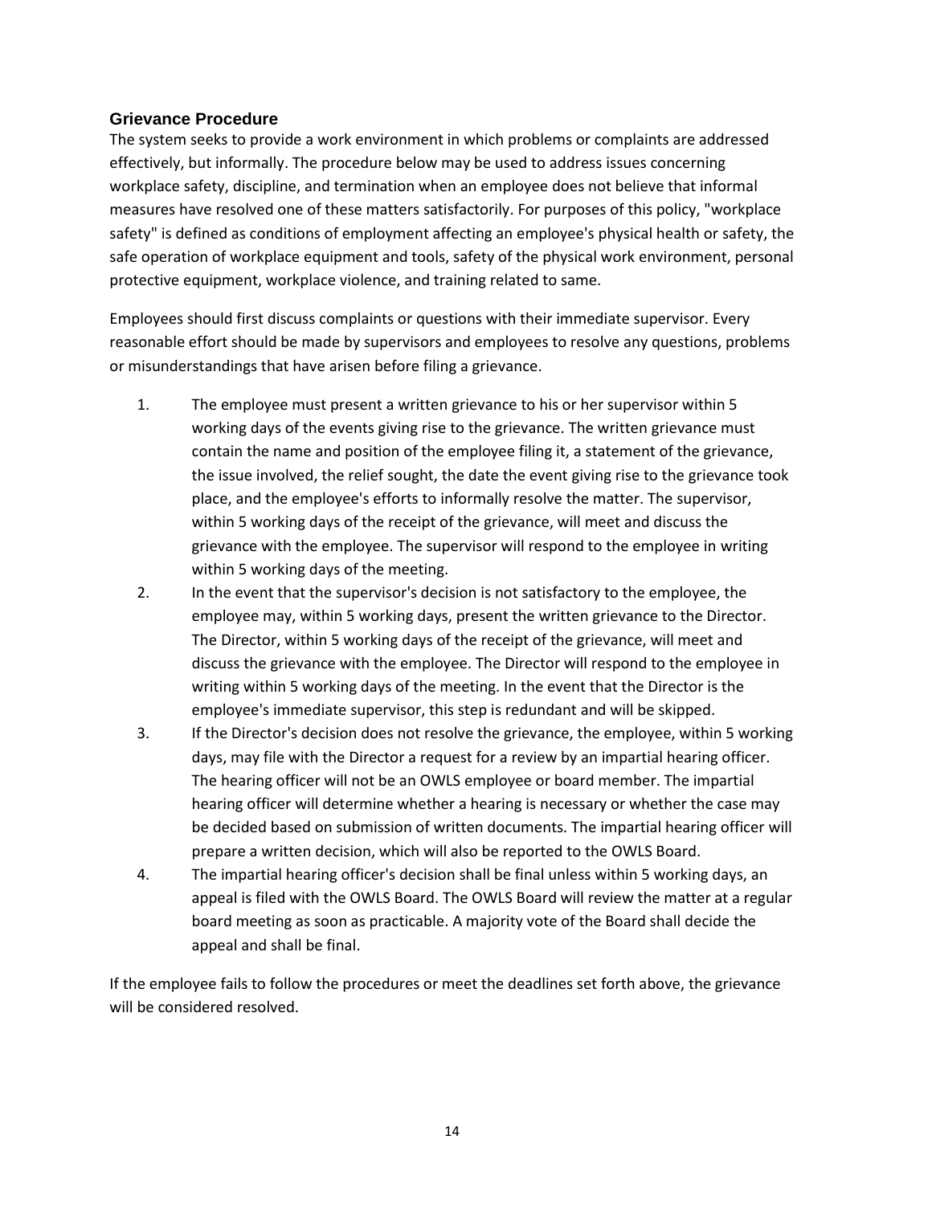## Grievance Procedure

The system seeks to provide a work environment in which problems or complaints are addressed effectively, but informally. The procedure below may be used to address issues concerning workplace safety, discipline, and termination when an employee does not believe that informal measures have resolved one of these matters satisfactorily. For purposes of this policy, "workplace safety" is defined as conditions of employment affecting an employee's physical health or safety, the safe operation of workplace equipment and tools, safety of the physical work environment, personal protective equipment, workplace violence, and training related to same.

Employees should first discuss complaints or questions with their immediate supervisor. Every reasonable effort should be made by supervisors and employees to resolve any questions, problems or misunderstandings that have arisen before filing a grievance.

1. The employee must present a written grievance to his or her supervisor within 5 working days of the events giving rise to the grievance. The written grievance must contain the name and position of the employee filing it, a statement of the grievance, the issue involved, the relief sought, the date the event giving rise to the grievance took place, and the employee's efforts to informally resolve the matter. The supervisor, within 5 working days of the receipt of the grievance, will meet and discuss the grievance with the employee. The supervisor will respond to the employee in writing within 5 working days of the meeting.
2. In the event that the supervisor's decision is not satisfactory to the employee, the employee may, within 5 working days, present the written grievance to the Director. The Director, within 5 working days of the receipt of the grievance, will meet and discuss the grievance with the employee. The Director will respond to the employee in writing within 5 working days of the meeting. In the event that the Director is the employee's immediate supervisor, this step is redundant and will be skipped.
3. If the Director's decision does not resolve the grievance, the employee, within 5 working days, may file with the Director a request for a review by an impartial hearing officer. The hearing officer will not be an OWLS employee or board member. The impartial hearing officer will determine whether a hearing is necessary or whether the case may be decided based on submission of written documents. The impartial hearing officer will prepare a written decision, which will also be reported to the OWLS Board.
4. The impartial hearing officer's decision shall be final unless within 5 working days, an appeal is filed with the OWLS Board. The OWLS Board will review the matter at a regular board meeting as soon as practicable. A majority vote of the Board shall decide the appeal and shall be final.

If the employee fails to follow the procedures or meet the deadlines set forth above, the grievance will be considered resolved.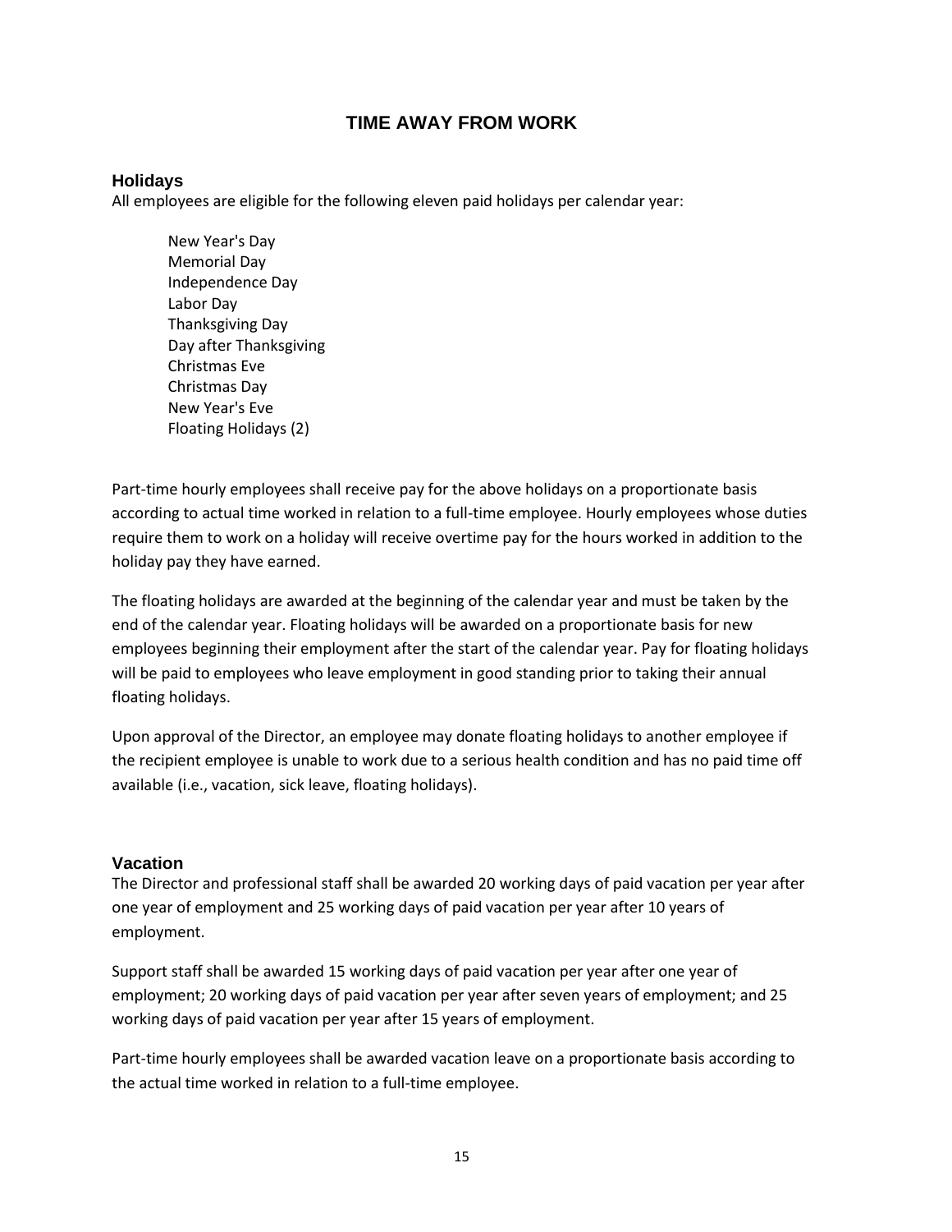# TIME AWAY FROM WORK

## Holidays

All employees are eligible for the following eleven paid holidays per calendar year:

New Year's Day
Memorial Day
Independence Day
Labor Day
Thanksgiving Day
Day after Thanksgiving
Christmas Eve
Christmas Day
New Year's Eve
Floating Holidays (2)

Part-time hourly employees shall receive pay for the above holidays on a proportionate basis according to actual time worked in relation to a full-time employee. Hourly employees whose duties require them to work on a holiday will receive overtime pay for the hours worked in addition to the holiday pay they have earned.

The floating holidays are awarded at the beginning of the calendar year and must be taken by the end of the calendar year. Floating holidays will be awarded on a proportionate basis for new employees beginning their employment after the start of the calendar year. Pay for floating holidays will be paid to employees who leave employment in good standing prior to taking their annual floating holidays.

Upon approval of the Director, an employee may donate floating holidays to another employee if the recipient employee is unable to work due to a serious health condition and has no paid time off available (i.e., vacation, sick leave, floating holidays).

## Vacation

The Director and professional staff shall be awarded 20 working days of paid vacation per year after one year of employment and 25 working days of paid vacation per year after 10 years of employment.

Support staff shall be awarded 15 working days of paid vacation per year after one year of employment; 20 working days of paid vacation per year after seven years of employment; and 25 working days of paid vacation per year after 15 years of employment.

Part-time hourly employees shall be awarded vacation leave on a proportionate basis according to the actual time worked in relation to a full-time employee.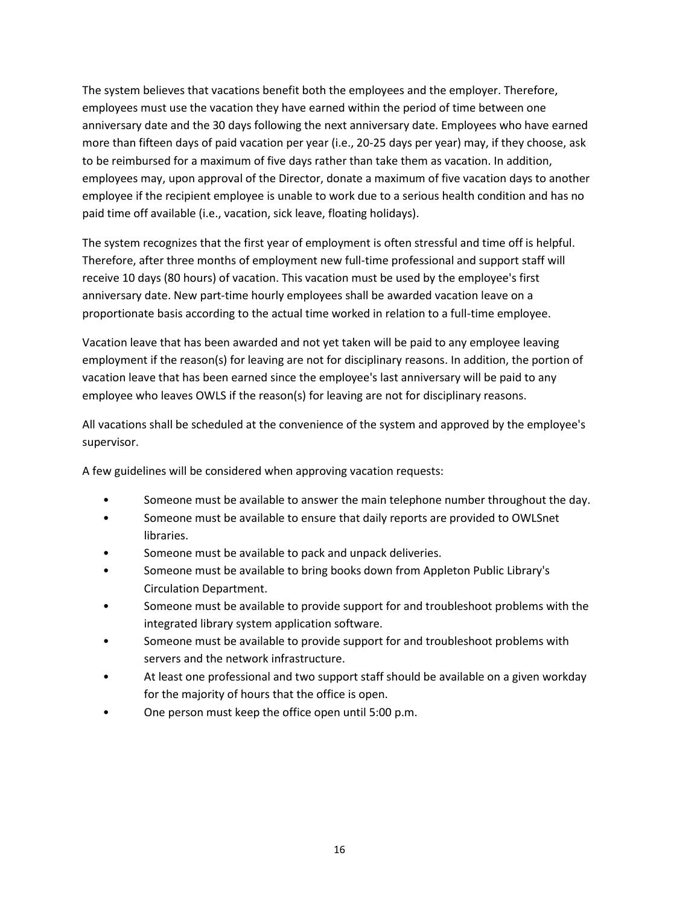The system believes that vacations benefit both the employees and the employer. Therefore, employees must use the vacation they have earned within the period of time between one anniversary date and the 30 days following the next anniversary date. Employees who have earned more than fifteen days of paid vacation per year (i.e., 20-25 days per year) may, if they choose, ask to be reimbursed for a maximum of five days rather than take them as vacation. In addition, employees may, upon approval of the Director, donate a maximum of five vacation days to another employee if the recipient employee is unable to work due to a serious health condition and has no paid time off available (i.e., vacation, sick leave, floating holidays).

The system recognizes that the first year of employment is often stressful and time off is helpful. Therefore, after three months of employment new full-time professional and support staff will receive 10 days (80 hours) of vacation. This vacation must be used by the employee's first anniversary date. New part-time hourly employees shall be awarded vacation leave on a proportionate basis according to the actual time worked in relation to a full-time employee.

Vacation leave that has been awarded and not yet taken will be paid to any employee leaving employment if the reason(s) for leaving are not for disciplinary reasons. In addition, the portion of vacation leave that has been earned since the employee's last anniversary will be paid to any employee who leaves OWLS if the reason(s) for leaving are not for disciplinary reasons.

All vacations shall be scheduled at the convenience of the system and approved by the employee's supervisor.

A few guidelines will be considered when approving vacation requests:

- Someone must be available to answer the main telephone number throughout the day.
- Someone must be available to ensure that daily reports are provided to OWLSnet libraries.
- Someone must be available to pack and unpack deliveries.
- Someone must be available to bring books down from Appleton Public Library's Circulation Department.
- Someone must be available to provide support for and troubleshoot problems with the integrated library system application software.
- Someone must be available to provide support for and troubleshoot problems with servers and the network infrastructure.
- At least one professional and two support staff should be available on a given workday for the majority of hours that the office is open.
- One person must keep the office open until 5:00 p.m.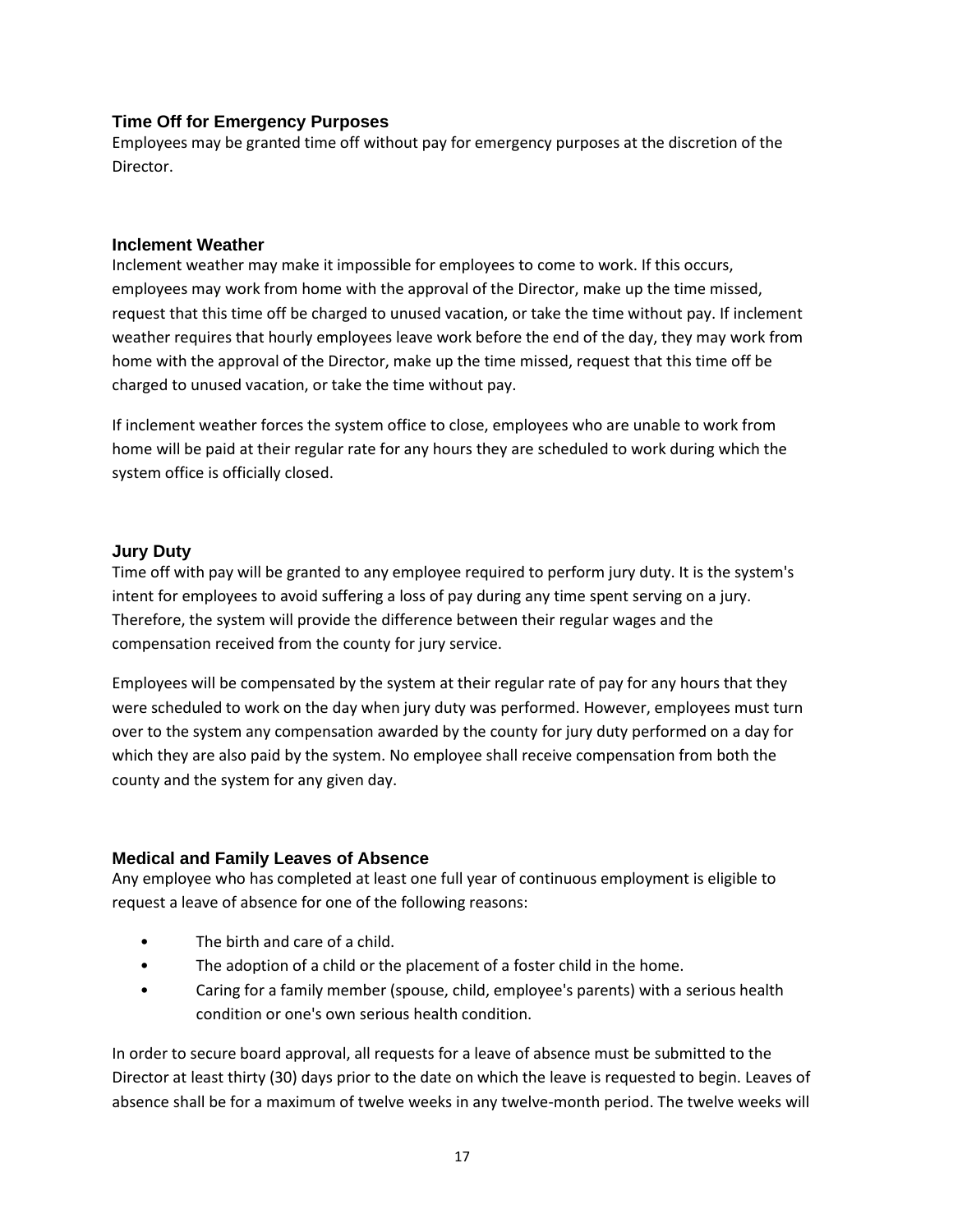### Time Off for Emergency Purposes

Employees may be granted time off without pay for emergency purposes at the discretion of the Director.

### Inclement Weather

Inclement weather may make it impossible for employees to come to work. If this occurs, employees may work from home with the approval of the Director, make up the time missed, request that this time off be charged to unused vacation, or take the time without pay. If inclement weather requires that hourly employees leave work before the end of the day, they may work from home with the approval of the Director, make up the time missed, request that this time off be charged to unused vacation, or take the time without pay.

If inclement weather forces the system office to close, employees who are unable to work from home will be paid at their regular rate for any hours they are scheduled to work during which the system office is officially closed.

### Jury Duty

Time off with pay will be granted to any employee required to perform jury duty. It is the system's intent for employees to avoid suffering a loss of pay during any time spent serving on a jury. Therefore, the system will provide the difference between their regular wages and the compensation received from the county for jury service.

Employees will be compensated by the system at their regular rate of pay for any hours that they were scheduled to work on the day when jury duty was performed. However, employees must turn over to the system any compensation awarded by the county for jury duty performed on a day for which they are also paid by the system. No employee shall receive compensation from both the county and the system for any given day.

### Medical and Family Leaves of Absence

Any employee who has completed at least one full year of continuous employment is eligible to request a leave of absence for one of the following reasons:

- The birth and care of a child.
- The adoption of a child or the placement of a foster child in the home.
- Caring for a family member (spouse, child, employee's parents) with a serious health condition or one's own serious health condition.

In order to secure board approval, all requests for a leave of absence must be submitted to the Director at least thirty (30) days prior to the date on which the leave is requested to begin. Leaves of absence shall be for a maximum of twelve weeks in any twelve-month period. The twelve weeks will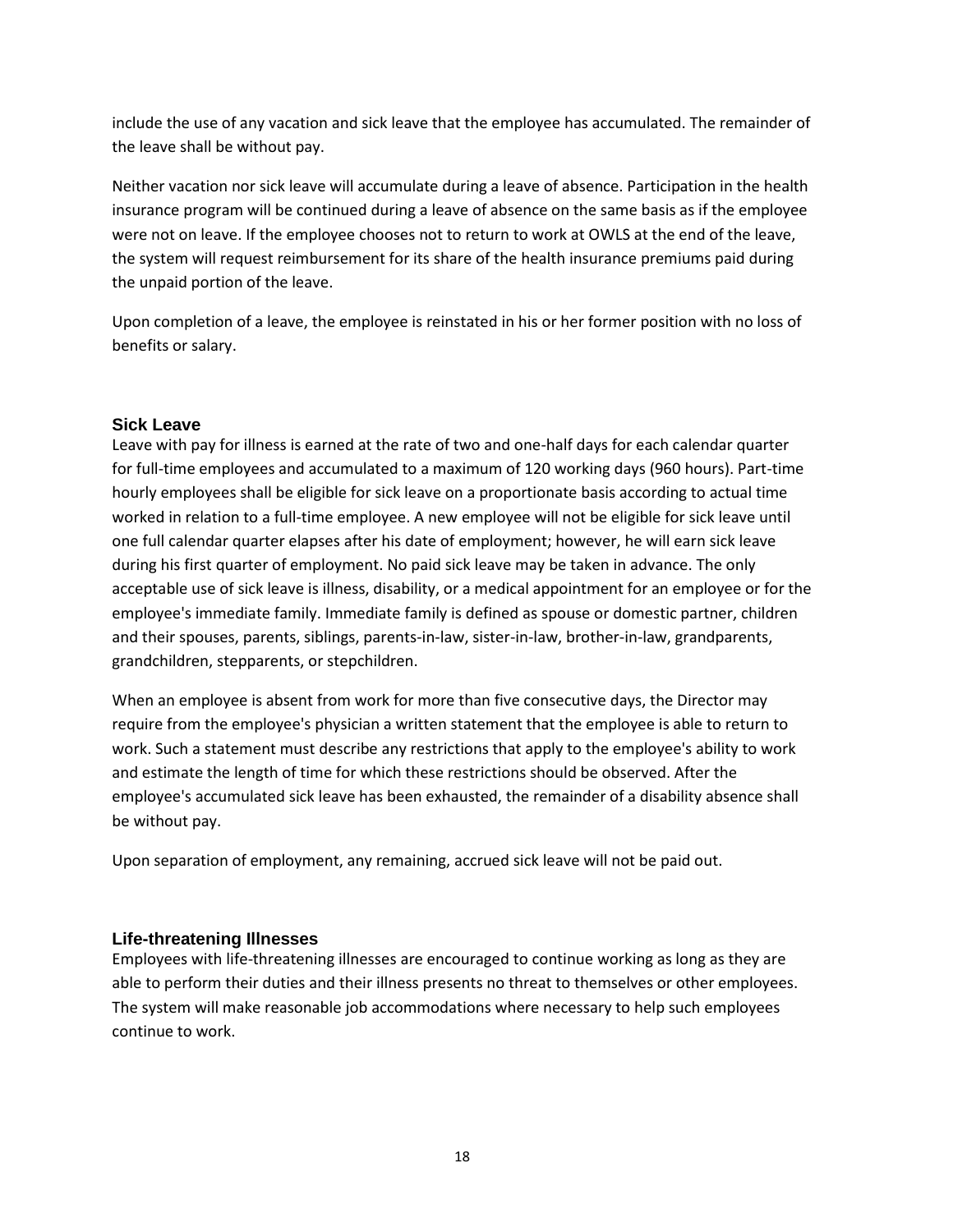include the use of any vacation and sick leave that the employee has accumulated. The remainder of the leave shall be without pay.

Neither vacation nor sick leave will accumulate during a leave of absence. Participation in the health insurance program will be continued during a leave of absence on the same basis as if the employee were not on leave. If the employee chooses not to return to work at OWLS at the end of the leave, the system will request reimbursement for its share of the health insurance premiums paid during the unpaid portion of the leave.

Upon completion of a leave, the employee is reinstated in his or her former position with no loss of benefits or salary.

### Sick Leave

Leave with pay for illness is earned at the rate of two and one-half days for each calendar quarter for full-time employees and accumulated to a maximum of 120 working days (960 hours). Part-time hourly employees shall be eligible for sick leave on a proportionate basis according to actual time worked in relation to a full-time employee. A new employee will not be eligible for sick leave until one full calendar quarter elapses after his date of employment; however, he will earn sick leave during his first quarter of employment. No paid sick leave may be taken in advance. The only acceptable use of sick leave is illness, disability, or a medical appointment for an employee or for the employee's immediate family. Immediate family is defined as spouse or domestic partner, children and their spouses, parents, siblings, parents-in-law, sister-in-law, brother-in-law, grandparents, grandchildren, stepparents, or stepchildren.

When an employee is absent from work for more than five consecutive days, the Director may require from the employee's physician a written statement that the employee is able to return to work. Such a statement must describe any restrictions that apply to the employee's ability to work and estimate the length of time for which these restrictions should be observed. After the employee's accumulated sick leave has been exhausted, the remainder of a disability absence shall be without pay.

Upon separation of employment, any remaining, accrued sick leave will not be paid out.

### Life-threatening Illnesses

Employees with life-threatening illnesses are encouraged to continue working as long as they are able to perform their duties and their illness presents no threat to themselves or other employees. The system will make reasonable job accommodations where necessary to help such employees continue to work.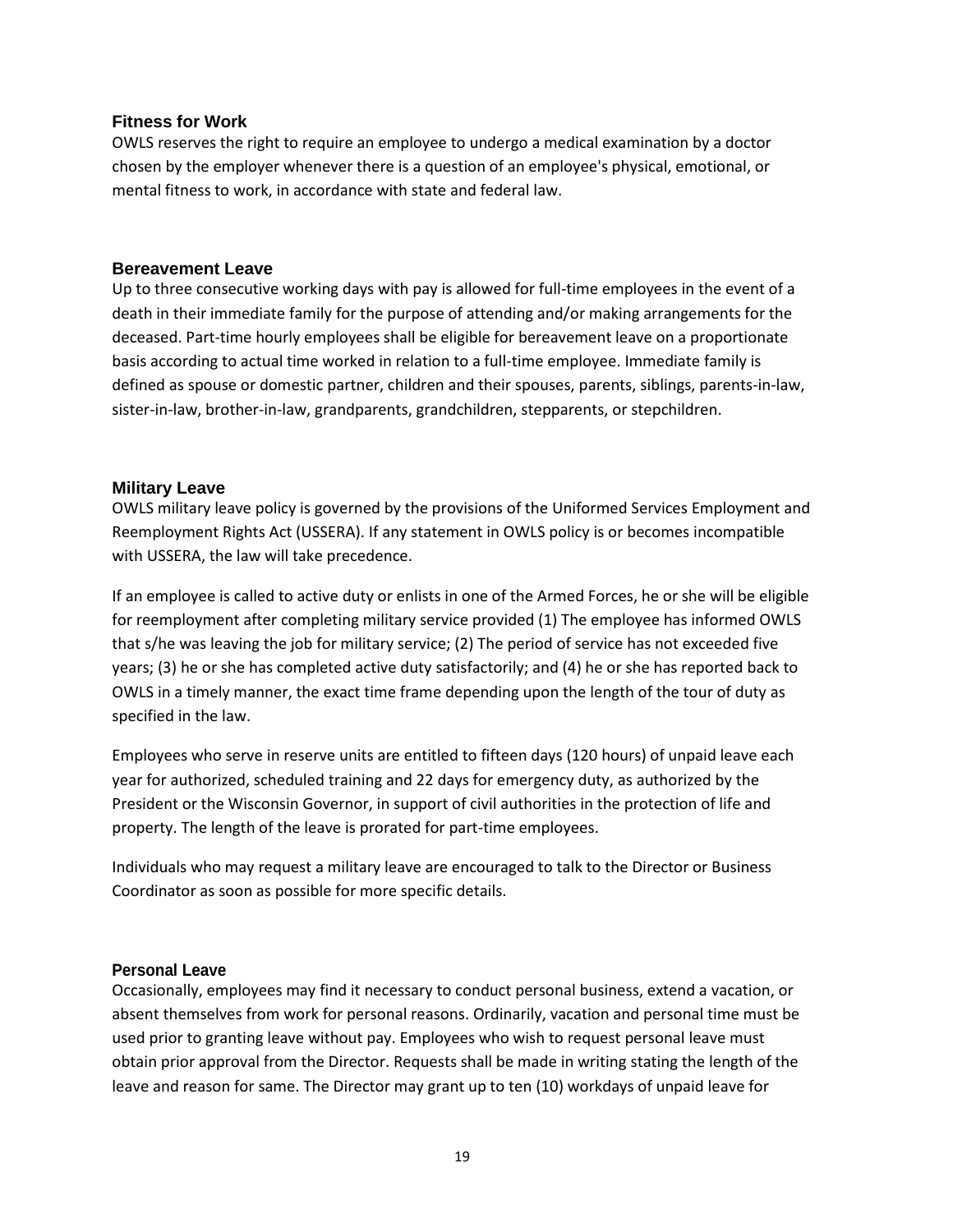### Fitness for Work

OWLS reserves the right to require an employee to undergo a medical examination by a doctor chosen by the employer whenever there is a question of an employee's physical, emotional, or mental fitness to work, in accordance with state and federal law.

### Bereavement Leave

Up to three consecutive working days with pay is allowed for full-time employees in the event of a death in their immediate family for the purpose of attending and/or making arrangements for the deceased. Part-time hourly employees shall be eligible for bereavement leave on a proportionate basis according to actual time worked in relation to a full-time employee. Immediate family is defined as spouse or domestic partner, children and their spouses, parents, siblings, parents-in-law, sister-in-law, brother-in-law, grandparents, grandchildren, stepparents, or stepchildren.

### Military Leave

OWLS military leave policy is governed by the provisions of the Uniformed Services Employment and Reemployment Rights Act (USSERA). If any statement in OWLS policy is or becomes incompatible with USSERA, the law will take precedence.

If an employee is called to active duty or enlists in one of the Armed Forces, he or she will be eligible for reemployment after completing military service provided (1) The employee has informed OWLS that s/he was leaving the job for military service; (2) The period of service has not exceeded five years; (3) he or she has completed active duty satisfactorily; and (4) he or she has reported back to OWLS in a timely manner, the exact time frame depending upon the length of the tour of duty as specified in the law.

Employees who serve in reserve units are entitled to fifteen days (120 hours) of unpaid leave each year for authorized, scheduled training and 22 days for emergency duty, as authorized by the President or the Wisconsin Governor, in support of civil authorities in the protection of life and property. The length of the leave is prorated for part-time employees.

Individuals who may request a military leave are encouraged to talk to the Director or Business Coordinator as soon as possible for more specific details.

### Personal Leave

Occasionally, employees may find it necessary to conduct personal business, extend a vacation, or absent themselves from work for personal reasons. Ordinarily, vacation and personal time must be used prior to granting leave without pay. Employees who wish to request personal leave must obtain prior approval from the Director. Requests shall be made in writing stating the length of the leave and reason for same. The Director may grant up to ten (10) workdays of unpaid leave for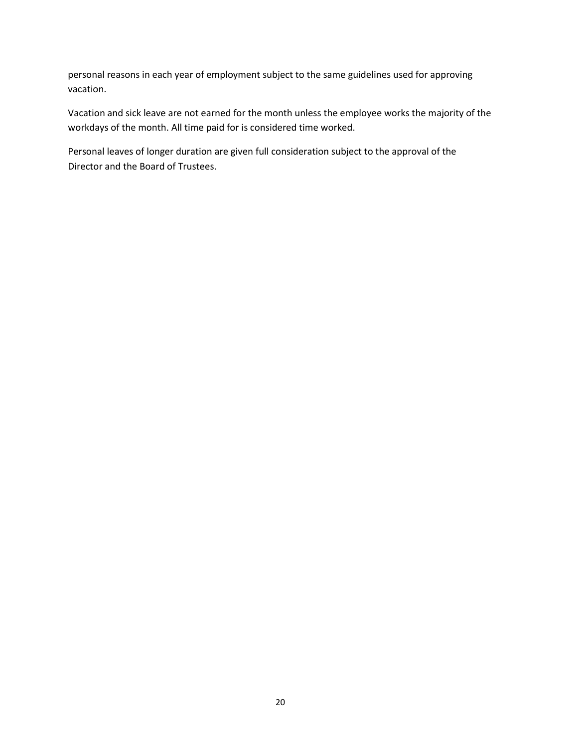personal reasons in each year of employment subject to the same guidelines used for approving vacation.

Vacation and sick leave are not earned for the month unless the employee works the majority of the workdays of the month. All time paid for is considered time worked.

Personal leaves of longer duration are given full consideration subject to the approval of the Director and the Board of Trustees.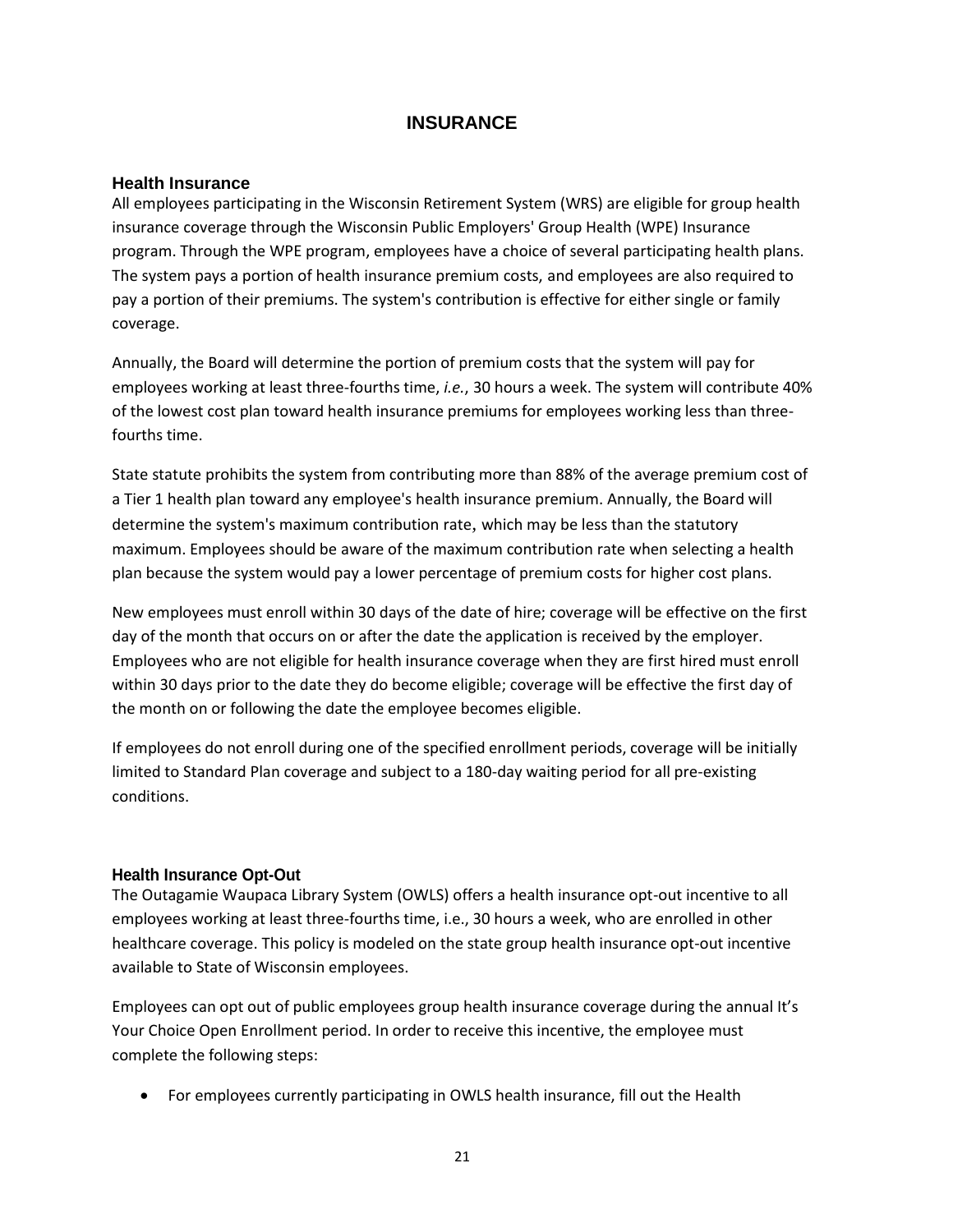# INSURANCE

## Health Insurance

All employees participating in the Wisconsin Retirement System (WRS) are eligible for group health insurance coverage through the Wisconsin Public Employers' Group Health (WPE) Insurance program. Through the WPE program, employees have a choice of several participating health plans. The system pays a portion of health insurance premium costs, and employees are also required to pay a portion of their premiums. The system's contribution is effective for either single or family coverage.

Annually, the Board will determine the portion of premium costs that the system will pay for employees working at least three-fourths time, *i.e.*, 30 hours a week. The system will contribute 40% of the lowest cost plan toward health insurance premiums for employees working less than three-fourths time.

State statute prohibits the system from contributing more than 88% of the average premium cost of a Tier 1 health plan toward any employee's health insurance premium. Annually, the Board will determine the system's maximum contribution rate, which may be less than the statutory maximum. Employees should be aware of the maximum contribution rate when selecting a health plan because the system would pay a lower percentage of premium costs for higher cost plans.

New employees must enroll within 30 days of the date of hire; coverage will be effective on the first day of the month that occurs on or after the date the application is received by the employer. Employees who are not eligible for health insurance coverage when they are first hired must enroll within 30 days prior to the date they do become eligible; coverage will be effective the first day of the month on or following the date the employee becomes eligible.

If employees do not enroll during one of the specified enrollment periods, coverage will be initially limited to Standard Plan coverage and subject to a 180-day waiting period for all pre-existing conditions.

### Health Insurance Opt-Out

The Outagamie Waupaca Library System (OWLS) offers a health insurance opt-out incentive to all employees working at least three-fourths time, i.e., 30 hours a week, who are enrolled in other healthcare coverage. This policy is modeled on the state group health insurance opt-out incentive available to State of Wisconsin employees.

Employees can opt out of public employees group health insurance coverage during the annual It's Your Choice Open Enrollment period. In order to receive this incentive, the employee must complete the following steps:

- For employees currently participating in OWLS health insurance, fill out the Health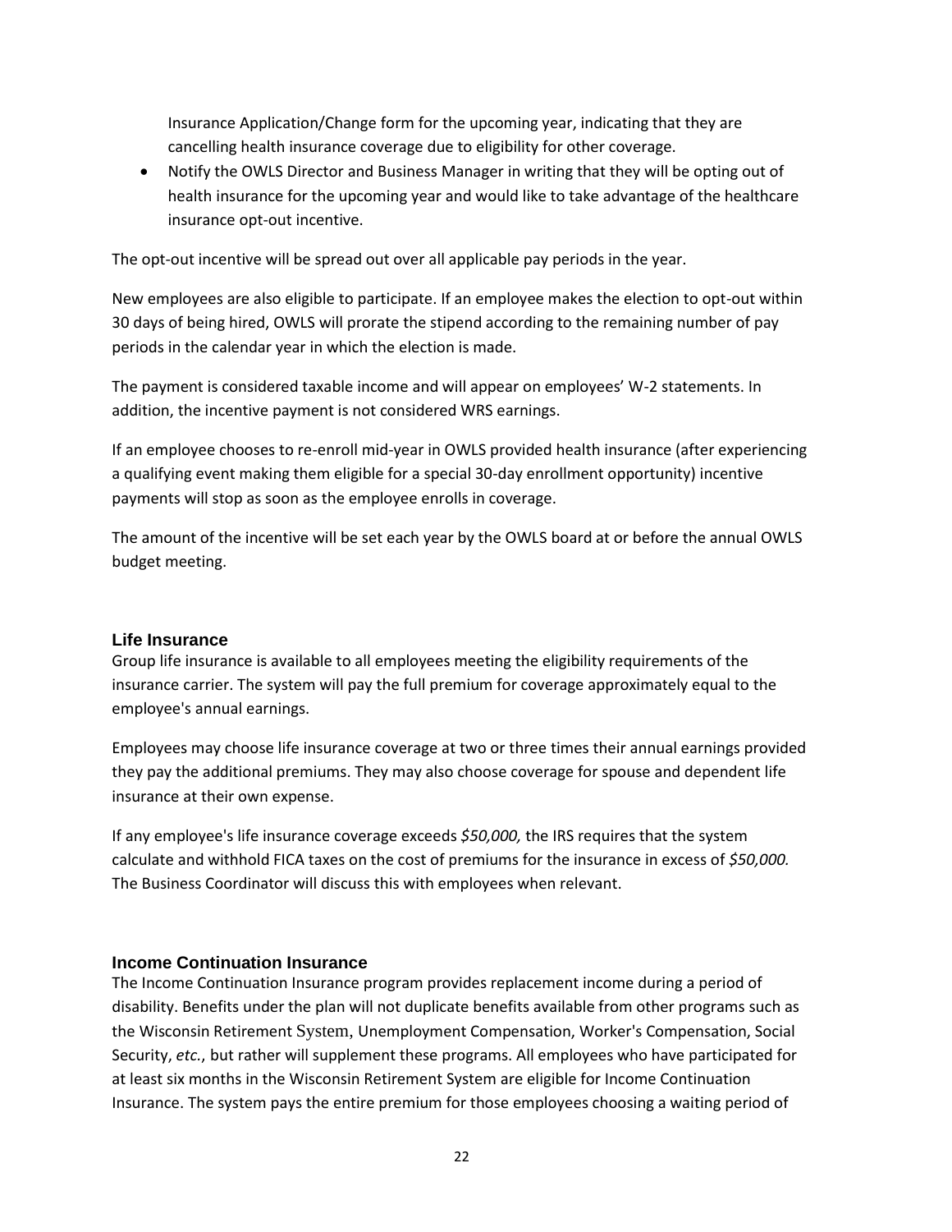Insurance Application/Change form for the upcoming year, indicating that they are cancelling health insurance coverage due to eligibility for other coverage.

- Notify the OWLS Director and Business Manager in writing that they will be opting out of health insurance for the upcoming year and would like to take advantage of the healthcare insurance opt-out incentive.

The opt-out incentive will be spread out over all applicable pay periods in the year.

New employees are also eligible to participate. If an employee makes the election to opt-out within 30 days of being hired, OWLS will prorate the stipend according to the remaining number of pay periods in the calendar year in which the election is made.

The payment is considered taxable income and will appear on employees' W-2 statements. In addition, the incentive payment is not considered WRS earnings.

If an employee chooses to re-enroll mid-year in OWLS provided health insurance (after experiencing a qualifying event making them eligible for a special 30-day enrollment opportunity) incentive payments will stop as soon as the employee enrolls in coverage.

The amount of the incentive will be set each year by the OWLS board at or before the annual OWLS budget meeting.

### Life Insurance

Group life insurance is available to all employees meeting the eligibility requirements of the insurance carrier. The system will pay the full premium for coverage approximately equal to the employee's annual earnings.

Employees may choose life insurance coverage at two or three times their annual earnings provided they pay the additional premiums. They may also choose coverage for spouse and dependent life insurance at their own expense.

If any employee's life insurance coverage exceeds *$50,000,* the IRS requires that the system calculate and withhold FICA taxes on the cost of premiums for the insurance in excess of *$50,000.* The Business Coordinator will discuss this with employees when relevant.

### Income Continuation Insurance

The Income Continuation Insurance program provides replacement income during a period of disability. Benefits under the plan will not duplicate benefits available from other programs such as the Wisconsin Retirement System, Unemployment Compensation, Worker's Compensation, Social Security, *etc.*, but rather will supplement these programs. All employees who have participated for at least six months in the Wisconsin Retirement System are eligible for Income Continuation Insurance. The system pays the entire premium for those employees choosing a waiting period of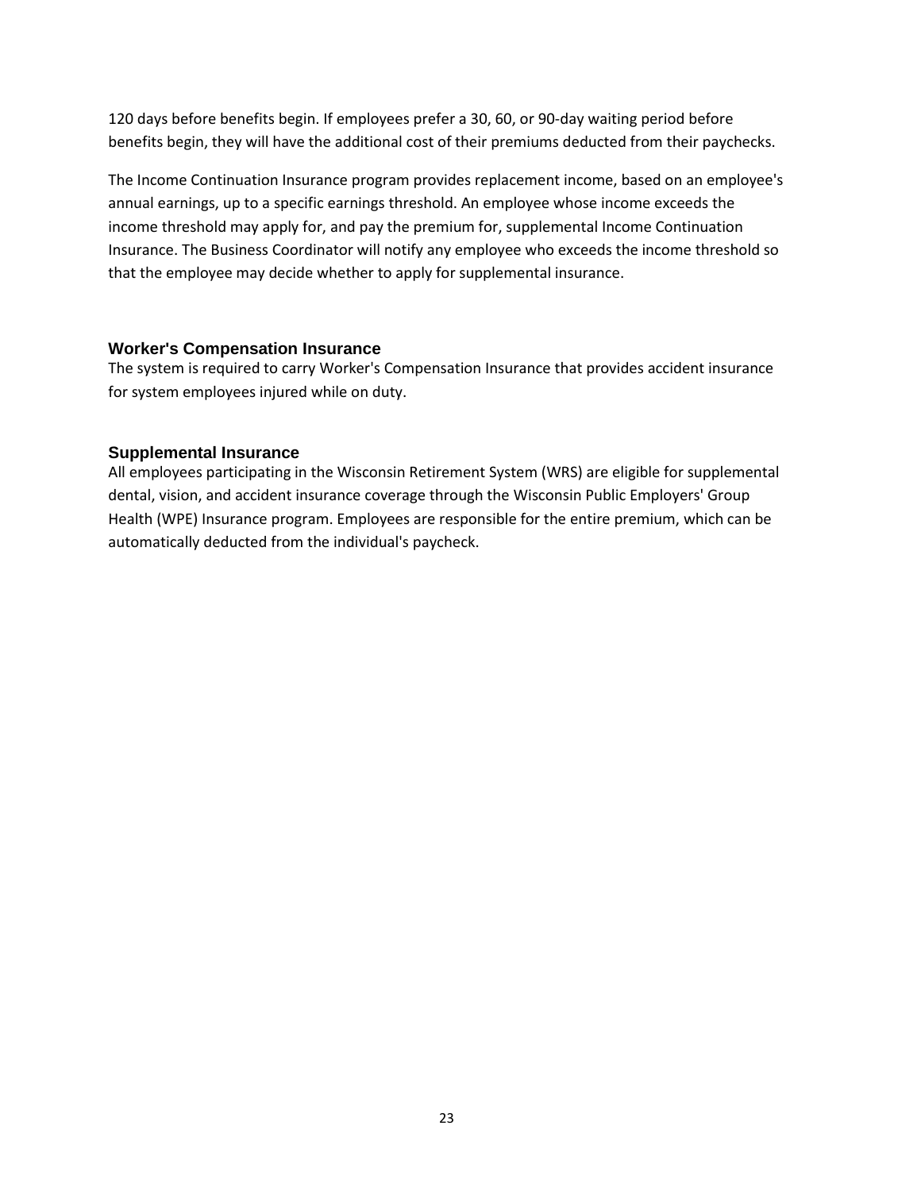120 days before benefits begin. If employees prefer a 30, 60, or 90-day waiting period before benefits begin, they will have the additional cost of their premiums deducted from their paychecks.

The Income Continuation Insurance program provides replacement income, based on an employee's annual earnings, up to a specific earnings threshold. An employee whose income exceeds the income threshold may apply for, and pay the premium for, supplemental Income Continuation Insurance. The Business Coordinator will notify any employee who exceeds the income threshold so that the employee may decide whether to apply for supplemental insurance.

### Worker's Compensation Insurance

The system is required to carry Worker's Compensation Insurance that provides accident insurance for system employees injured while on duty.

### Supplemental Insurance

All employees participating in the Wisconsin Retirement System (WRS) are eligible for supplemental dental, vision, and accident insurance coverage through the Wisconsin Public Employers' Group Health (WPE) Insurance program. Employees are responsible for the entire premium, which can be automatically deducted from the individual's paycheck.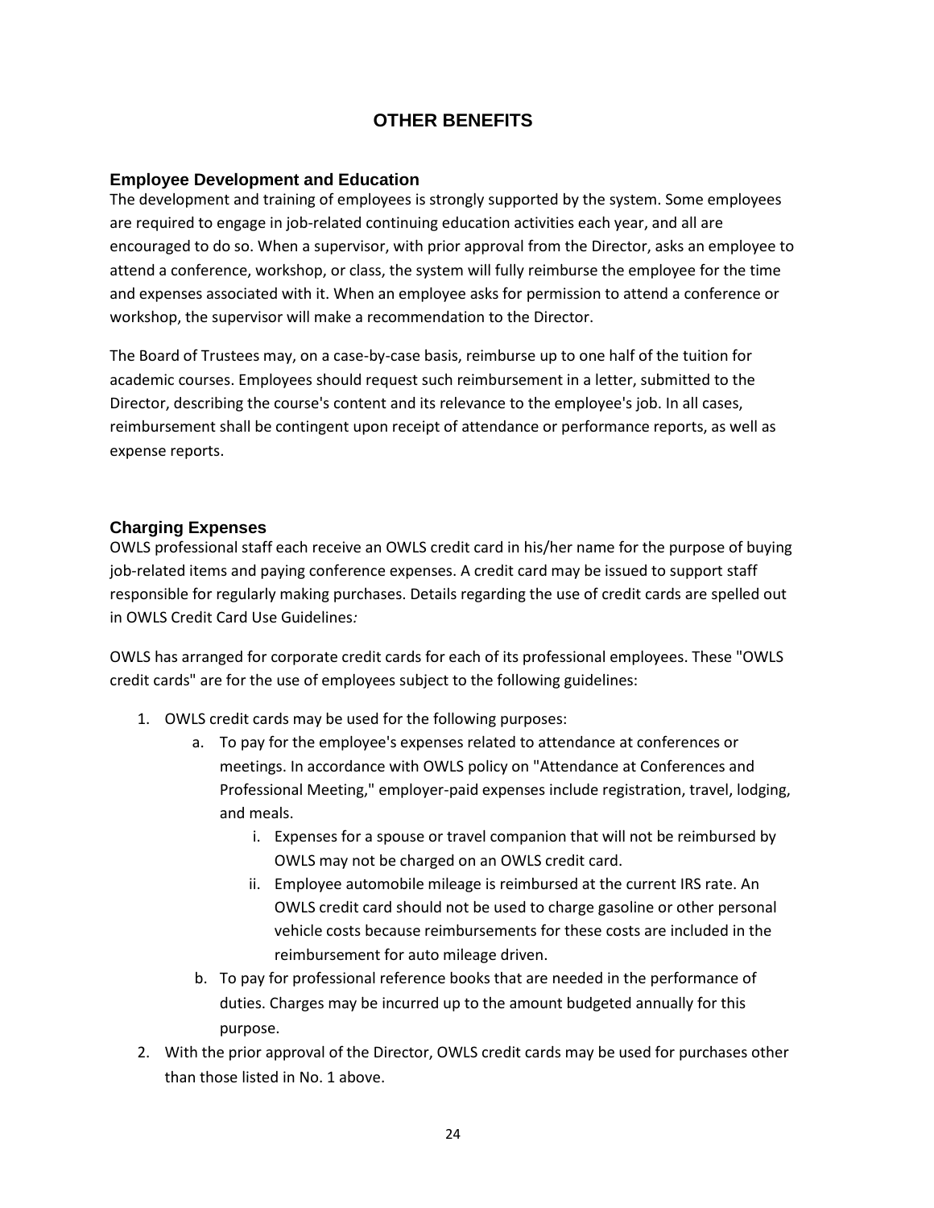# OTHER BENEFITS

## Employee Development and Education

The development and training of employees is strongly supported by the system. Some employees are required to engage in job-related continuing education activities each year, and all are encouraged to do so. When a supervisor, with prior approval from the Director, asks an employee to attend a conference, workshop, or class, the system will fully reimburse the employee for the time and expenses associated with it. When an employee asks for permission to attend a conference or workshop, the supervisor will make a recommendation to the Director.

The Board of Trustees may, on a case-by-case basis, reimburse up to one half of the tuition for academic courses. Employees should request such reimbursement in a letter, submitted to the Director, describing the course's content and its relevance to the employee's job. In all cases, reimbursement shall be contingent upon receipt of attendance or performance reports, as well as expense reports.

## Charging Expenses

OWLS professional staff each receive an OWLS credit card in his/her name for the purpose of buying job-related items and paying conference expenses. A credit card may be issued to support staff responsible for regularly making purchases. Details regarding the use of credit cards are spelled out in OWLS Credit Card Use Guidelines*:*

OWLS has arranged for corporate credit cards for each of its professional employees. These "OWLS credit cards" are for the use of employees subject to the following guidelines:

1. OWLS credit cards may be used for the following purposes:
   a. To pay for the employee's expenses related to attendance at conferences or meetings. In accordance with OWLS policy on "Attendance at Conferences and Professional Meeting," employer-paid expenses include registration, travel, lodging, and meals.
      i. Expenses for a spouse or travel companion that will not be reimbursed by OWLS may not be charged on an OWLS credit card.
      ii. Employee automobile mileage is reimbursed at the current IRS rate. An OWLS credit card should not be used to charge gasoline or other personal vehicle costs because reimbursements for these costs are included in the reimbursement for auto mileage driven.
   b. To pay for professional reference books that are needed in the performance of duties. Charges may be incurred up to the amount budgeted annually for this purpose.
2. With the prior approval of the Director, OWLS credit cards may be used for purchases other than those listed in No. 1 above.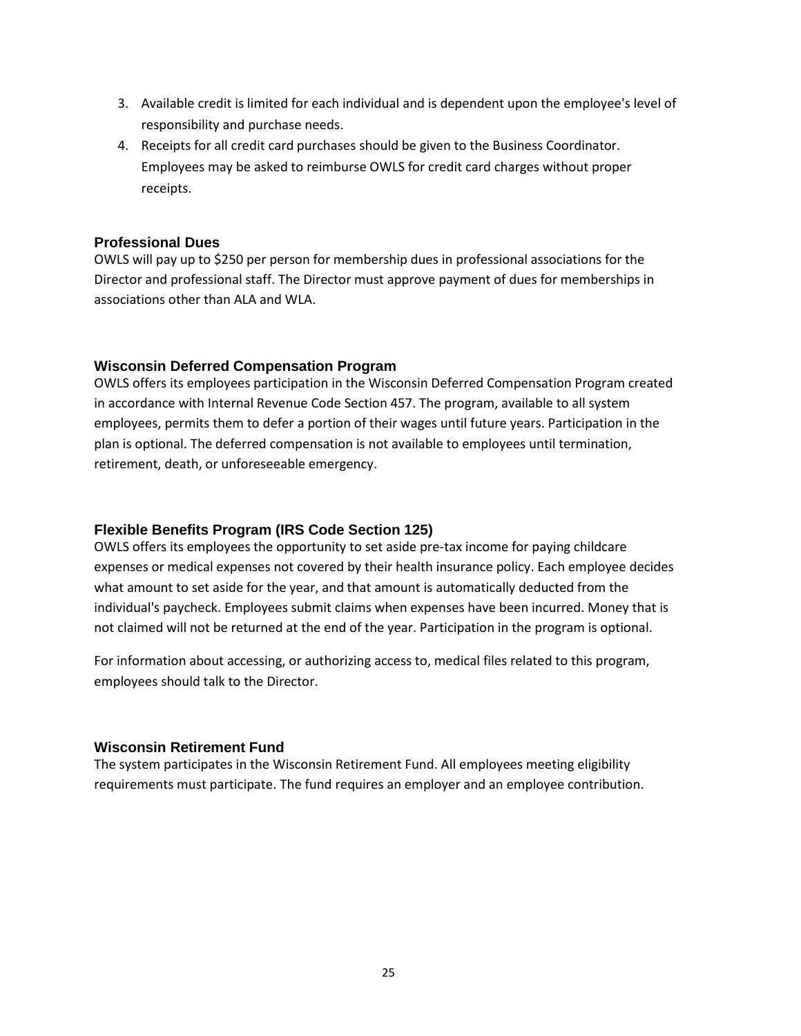3. Available credit is limited for each individual and is dependent upon the employee's level of responsibility and purchase needs.
4. Receipts for all credit card purchases should be given to the Business Coordinator. Employees may be asked to reimburse OWLS for credit card charges without proper receipts.

### Professional Dues

OWLS will pay up to $250 per person for membership dues in professional associations for the Director and professional staff. The Director must approve payment of dues for memberships in associations other than ALA and WLA.

### Wisconsin Deferred Compensation Program

OWLS offers its employees participation in the Wisconsin Deferred Compensation Program created in accordance with Internal Revenue Code Section 457. The program, available to all system employees, permits them to defer a portion of their wages until future years. Participation in the plan is optional. The deferred compensation is not available to employees until termination, retirement, death, or unforeseeable emergency.

### Flexible Benefits Program (IRS Code Section 125)

OWLS offers its employees the opportunity to set aside pre-tax income for paying childcare expenses or medical expenses not covered by their health insurance policy. Each employee decides what amount to set aside for the year, and that amount is automatically deducted from the individual's paycheck. Employees submit claims when expenses have been incurred. Money that is not claimed will not be returned at the end of the year. Participation in the program is optional.

For information about accessing, or authorizing access to, medical files related to this program, employees should talk to the Director.

### Wisconsin Retirement Fund

The system participates in the Wisconsin Retirement Fund. All employees meeting eligibility requirements must participate. The fund requires an employer and an employee contribution.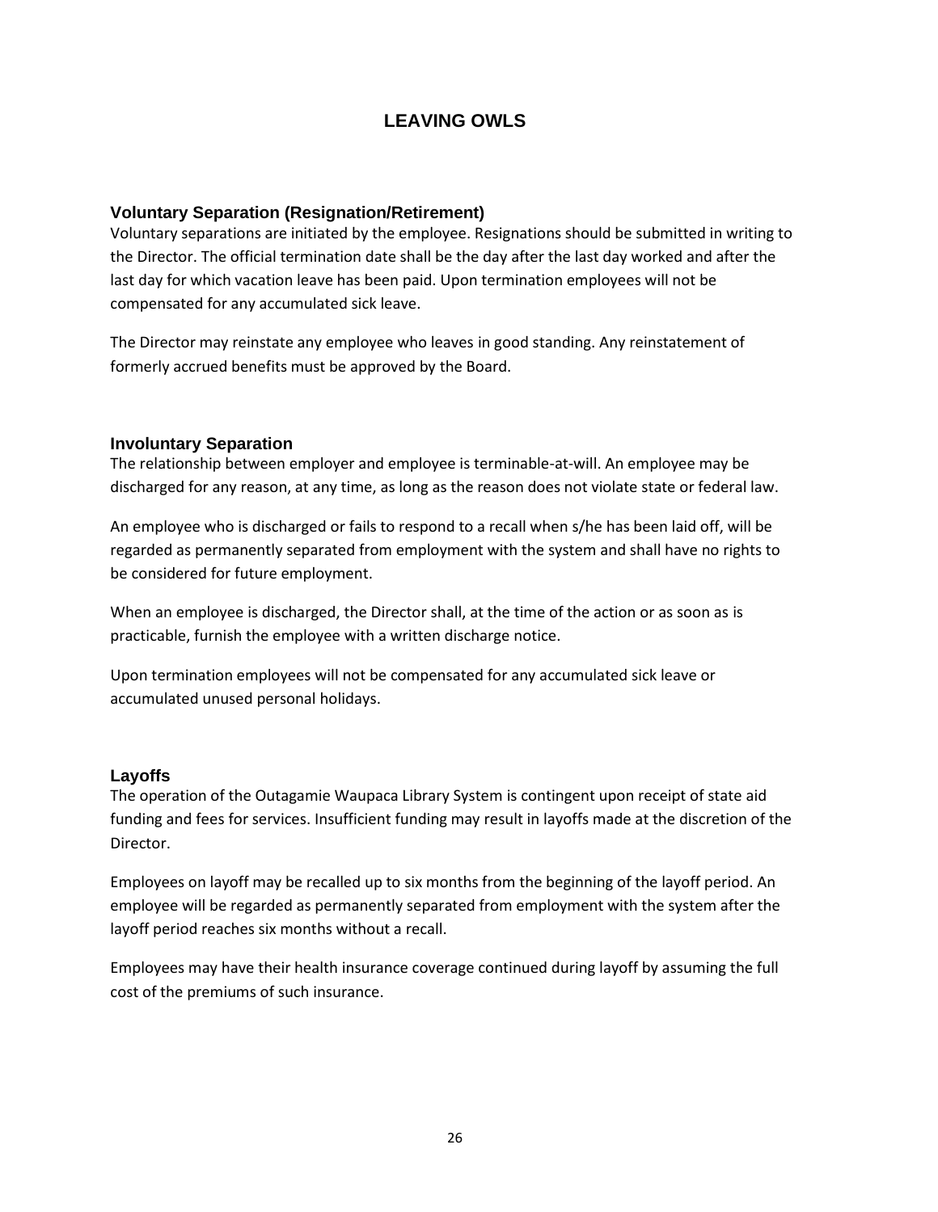# LEAVING OWLS

## Voluntary Separation (Resignation/Retirement)

Voluntary separations are initiated by the employee. Resignations should be submitted in writing to the Director. The official termination date shall be the day after the last day worked and after the last day for which vacation leave has been paid. Upon termination employees will not be compensated for any accumulated sick leave.

The Director may reinstate any employee who leaves in good standing. Any reinstatement of formerly accrued benefits must be approved by the Board.

## Involuntary Separation

The relationship between employer and employee is terminable-at-will. An employee may be discharged for any reason, at any time, as long as the reason does not violate state or federal law.

An employee who is discharged or fails to respond to a recall when s/he has been laid off, will be regarded as permanently separated from employment with the system and shall have no rights to be considered for future employment.

When an employee is discharged, the Director shall, at the time of the action or as soon as is practicable, furnish the employee with a written discharge notice.

Upon termination employees will not be compensated for any accumulated sick leave or accumulated unused personal holidays.

## Layoffs

The operation of the Outagamie Waupaca Library System is contingent upon receipt of state aid funding and fees for services. Insufficient funding may result in layoffs made at the discretion of the Director.

Employees on layoff may be recalled up to six months from the beginning of the layoff period. An employee will be regarded as permanently separated from employment with the system after the layoff period reaches six months without a recall.

Employees may have their health insurance coverage continued during layoff by assuming the full cost of the premiums of such insurance.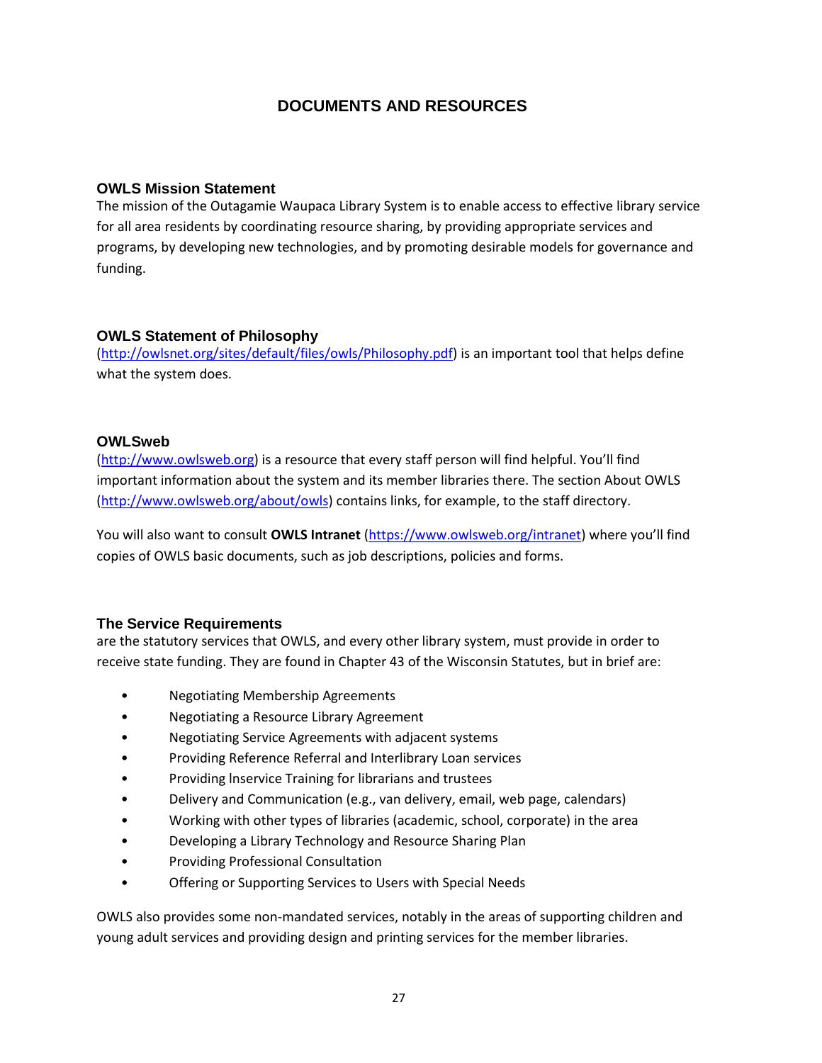# DOCUMENTS AND RESOURCES

### OWLS Mission Statement

The mission of the Outagamie Waupaca Library System is to enable access to effective library service for all area residents by coordinating resource sharing, by providing appropriate services and programs, by developing new technologies, and by promoting desirable models for governance and funding.

### OWLS Statement of Philosophy

(http://owlsnet.org/sites/default/files/owls/Philosophy.pdf) is an important tool that helps define what the system does.

### OWLSweb

(http://www.owlsweb.org) is a resource that every staff person will find helpful. You'll find important information about the system and its member libraries there. The section About OWLS (http://www.owlsweb.org/about/owls) contains links, for example, to the staff directory.

You will also want to consult **OWLS Intranet** (https://www.owlsweb.org/intranet) where you'll find copies of OWLS basic documents, such as job descriptions, policies and forms.

### The Service Requirements

are the statutory services that OWLS, and every other library system, must provide in order to receive state funding. They are found in Chapter 43 of the Wisconsin Statutes, but in brief are:

- Negotiating Membership Agreements
- Negotiating a Resource Library Agreement
- Negotiating Service Agreements with adjacent systems
- Providing Reference Referral and Interlibrary Loan services
- Providing Inservice Training for librarians and trustees
- Delivery and Communication (e.g., van delivery, email, web page, calendars)
- Working with other types of libraries (academic, school, corporate) in the area
- Developing a Library Technology and Resource Sharing Plan
- Providing Professional Consultation
- Offering or Supporting Services to Users with Special Needs

OWLS also provides some non-mandated services, notably in the areas of supporting children and young adult services and providing design and printing services for the member libraries.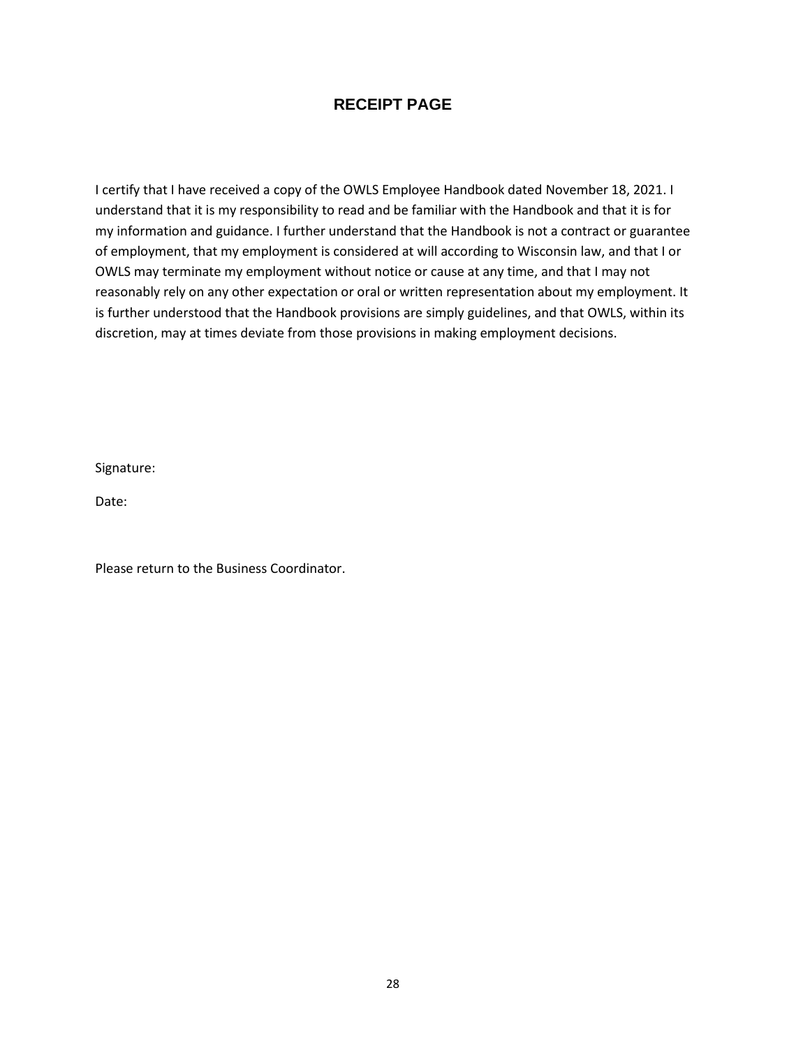# RECEIPT PAGE

I certify that I have received a copy of the OWLS Employee Handbook dated November 18, 2021. I understand that it is my responsibility to read and be familiar with the Handbook and that it is for my information and guidance. I further understand that the Handbook is not a contract or guarantee of employment, that my employment is considered at will according to Wisconsin law, and that I or OWLS may terminate my employment without notice or cause at any time, and that I may not reasonably rely on any other expectation or oral or written representation about my employment. It is further understood that the Handbook provisions are simply guidelines, and that OWLS, within its discretion, may at times deviate from those provisions in making employment decisions.

Signature:

Date:

Please return to the Business Coordinator.